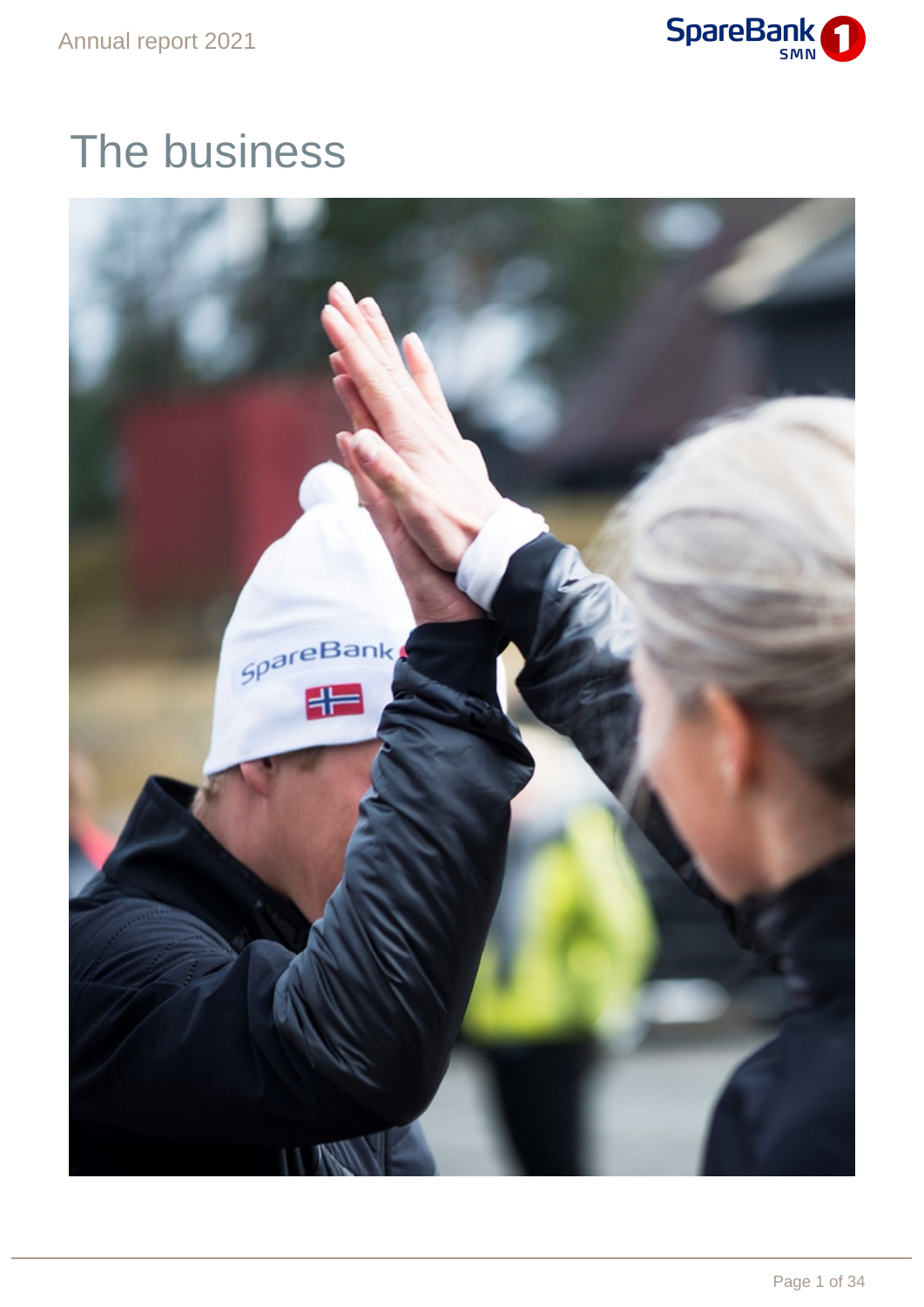# The business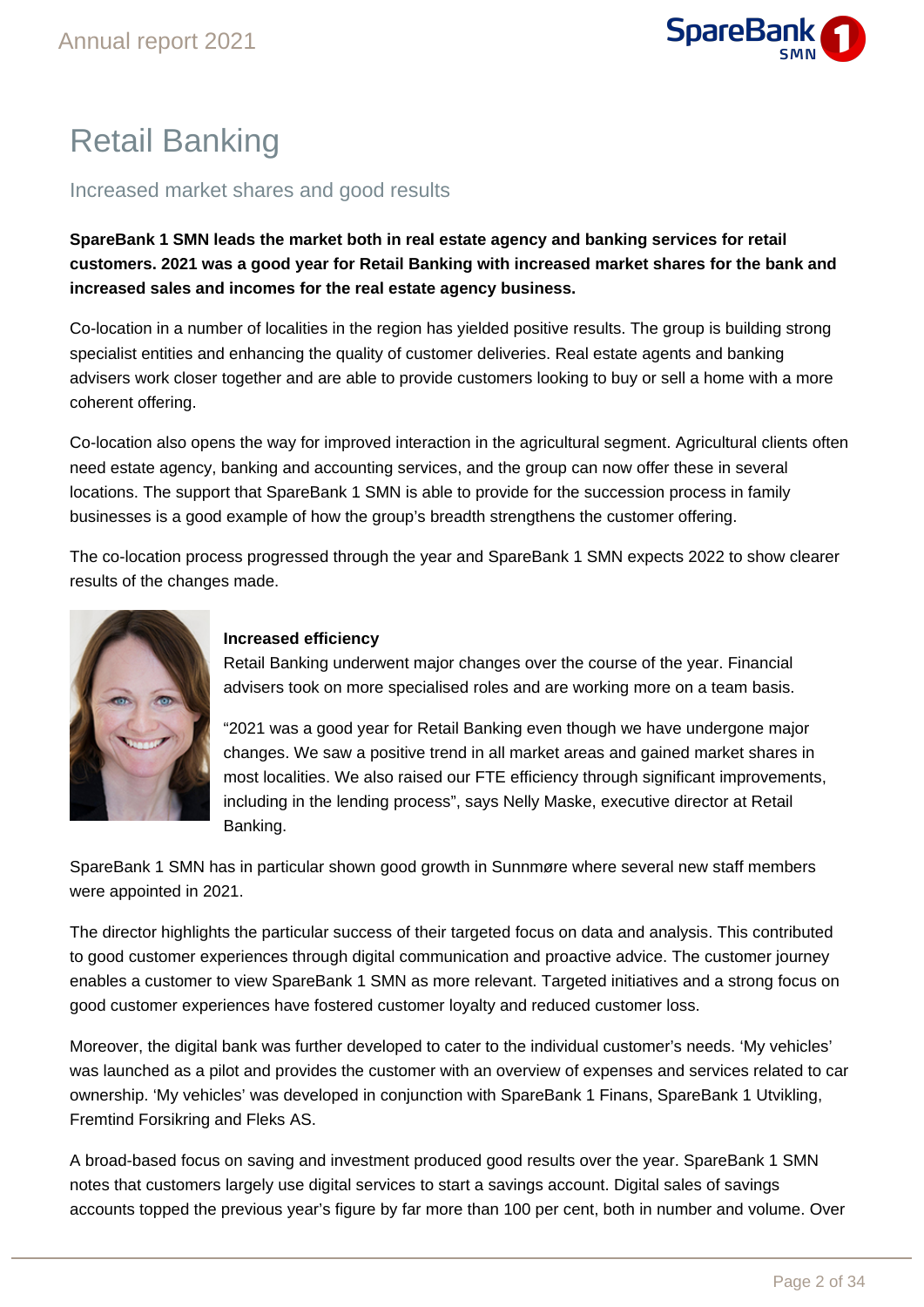# Retail Banking

## Increased market shares and good results

**SpareBank 1 SMN leads the market both in real estate agency and banking services for retail customers. 2021 was a good year for Retail Banking with increased market shares for the bank and increased sales and incomes for the real estate agency business.**

Co-location in a number of localities in the region has yielded positive results. The group is building strong specialist entities and enhancing the quality of customer deliveries. Real estate agents and banking advisers work closer together and are able to provide customers looking to buy or sell a home with a more coherent offering.

Co-location also opens the way for improved interaction in the agricultural segment. Agricultural clients often need estate agency, banking and accounting services, and the group can now offer these in several locations. The support that SpareBank 1 SMN is able to provide for the succession process in family businesses is a good example of how the group's breadth strengthens the customer offering.

The co-location process progressed through the year and SpareBank 1 SMN expects 2022 to show clearer results of the changes made.

### Increased efficiency

Retail Banking underwent major changes over the course of the year. Financial advisers took on more specialised roles and are working more on a team basis.

"2021 was a good year for Retail Banking even though we have undergone major changes. We saw a positive trend in all market areas and gained market shares in most localities. We also raised our FTE efficiency through significant improvements, including in the lending process", says Nelly Maske, executive director at Retail Banking.

SpareBank 1 SMN has in particular shown good growth in Sunnmøre where several new staff members were appointed in 2021.

The director highlights the particular success of their targeted focus on data and analysis. This contributed to good customer experiences through digital communication and proactive advice. The customer journey enables a customer to view SpareBank 1 SMN as more relevant. Targeted initiatives and a strong focus on good customer experiences have fostered customer loyalty and reduced customer loss.

Moreover, the digital bank was further developed to cater to the individual customer's needs. 'My vehicles' was launched as a pilot and provides the customer with an overview of expenses and services related to car ownership. 'My vehicles' was developed in conjunction with SpareBank 1 Finans, SpareBank 1 Utvikling, Fremtind Forsikring and Fleks AS.

A broad-based focus on saving and investment produced good results over the year. SpareBank 1 SMN notes that customers largely use digital services to start a savings account. Digital sales of savings accounts topped the previous year's figure by far more than 100 per cent, both in number and volume. Over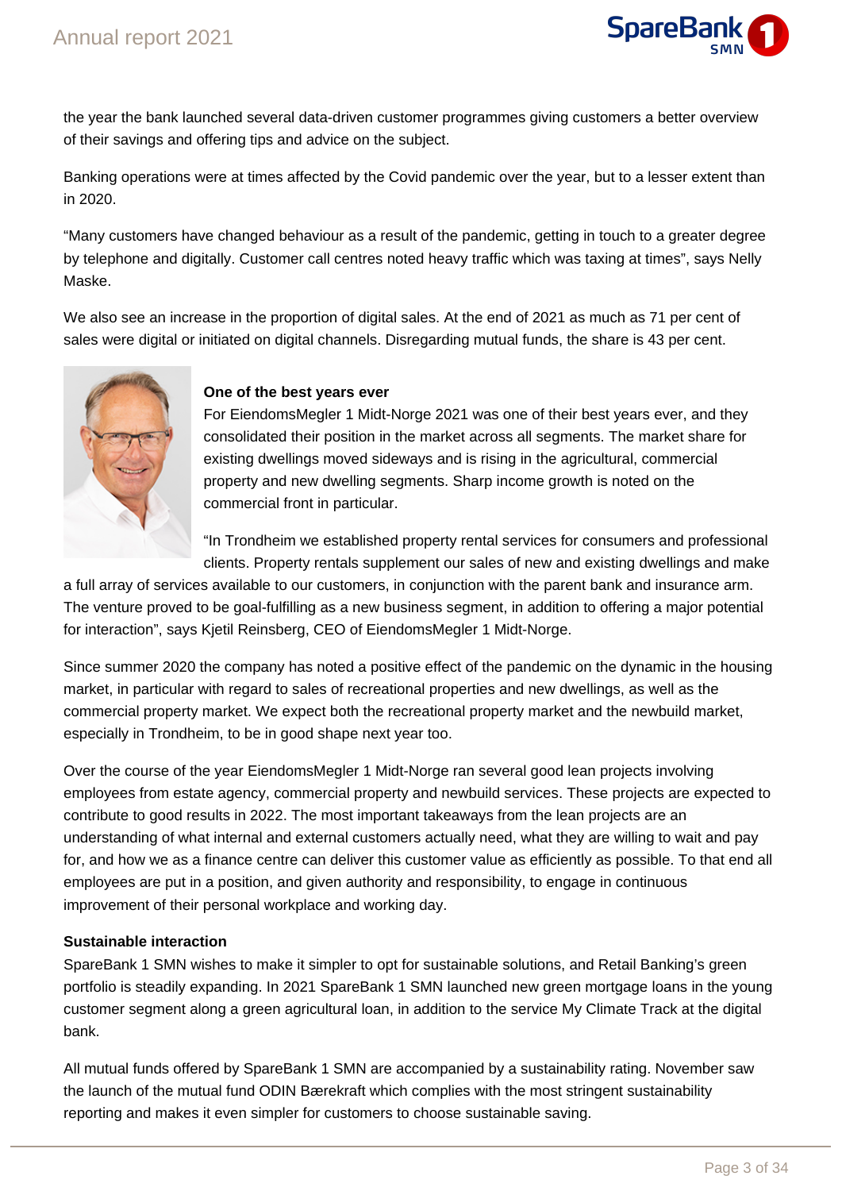the year the bank launched several data-driven customer programmes giving customers a better overview of their savings and offering tips and advice on the subject.

Banking operations were at times affected by the Covid pandemic over the year, but to a lesser extent than in 2020.

"Many customers have changed behaviour as a result of the pandemic, getting in touch to a greater degree by telephone and digitally. Customer call centres noted heavy traffic which was taxing at times", says Nelly Maske.

We also see an increase in the proportion of digital sales. At the end of 2021 as much as 71 per cent of sales were digital or initiated on digital channels. Disregarding mutual funds, the share is 43 per cent.

**One of the best years ever**

For EiendomsMegler 1 Midt-Norge 2021 was one of their best years ever, and they consolidated their position in the market across all segments. The market share for existing dwellings moved sideways and is rising in the agricultural, commercial property and new dwelling segments. Sharp income growth is noted on the commercial front in particular.

"In Trondheim we established property rental services for consumers and professional clients. Property rentals supplement our sales of new and existing dwellings and make a full array of services available to our customers, in conjunction with the parent bank and insurance arm. The venture proved to be goal-fulfilling as a new business segment, in addition to offering a major potential for interaction", says Kjetil Reinsberg, CEO of EiendomsMegler 1 Midt-Norge.

Since summer 2020 the company has noted a positive effect of the pandemic on the dynamic in the housing market, in particular with regard to sales of recreational properties and new dwellings, as well as the commercial property market. We expect both the recreational property market and the newbuild market, especially in Trondheim, to be in good shape next year too.

Over the course of the year EiendomsMegler 1 Midt-Norge ran several good lean projects involving employees from estate agency, commercial property and newbuild services. These projects are expected to contribute to good results in 2022. The most important takeaways from the lean projects are an understanding of what internal and external customers actually need, what they are willing to wait and pay for, and how we as a finance centre can deliver this customer value as efficiently as possible. To that end all employees are put in a position, and given authority and responsibility, to engage in continuous improvement of their personal workplace and working day.

**Sustainable interaction**

SpareBank 1 SMN wishes to make it simpler to opt for sustainable solutions, and Retail Banking's green portfolio is steadily expanding. In 2021 SpareBank 1 SMN launched new green mortgage loans in the young customer segment along a green agricultural loan, in addition to the service My Climate Track at the digital bank.

All mutual funds offered by SpareBank 1 SMN are accompanied by a sustainability rating. November saw the launch of the mutual fund ODIN Bærekraft which complies with the most stringent sustainability reporting and makes it even simpler for customers to choose sustainable saving.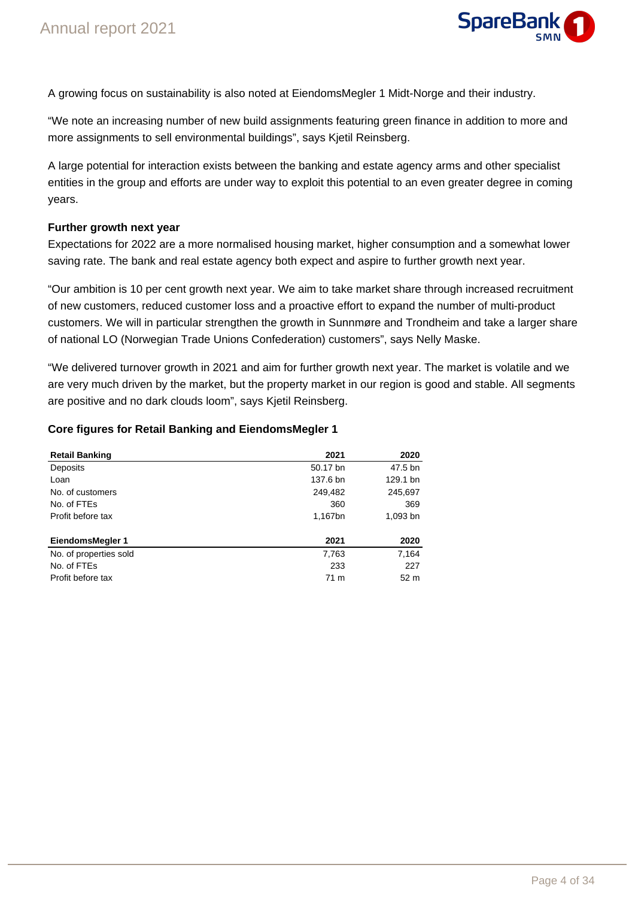A growing focus on sustainability is also noted at EiendomsMegler 1 Midt-Norge and their industry.

“We note an increasing number of new build assignments featuring green finance in addition to more and more assignments to sell environmental buildings”, says Kjetil Reinsberg.

A large potential for interaction exists between the banking and estate agency arms and other specialist entities in the group and efforts are under way to exploit this potential to an even greater degree in coming years.

**Further growth next year**

Expectations for 2022 are a more normalised housing market, higher consumption and a somewhat lower saving rate. The bank and real estate agency both expect and aspire to further growth next year.

“Our ambition is 10 per cent growth next year. We aim to take market share through increased recruitment of new customers, reduced customer loss and a proactive effort to expand the number of multi-product customers. We will in particular strengthen the growth in Sunnmøre and Trondheim and take a larger share of national LO (Norwegian Trade Unions Confederation) customers”, says Nelly Maske.

“We delivered turnover growth in 2021 and aim for further growth next year. The market is volatile and we are very much driven by the market, but the property market in our region is good and stable. All segments are positive and no dark clouds loom”, says Kjetil Reinsberg.

**Core figures for Retail Banking and EiendomsMegler 1**

| Retail Banking | 2021 | 2020 |
|---|---:|---:|
| Deposits | 50.17 bn | 47.5 bn |
| Loan | 137.6 bn | 129.1 bn |
| No. of customers | 249,482 | 245,697 |
| No. of FTEs | 360 | 369 |
| Profit before tax | 1,167bn | 1,093 bn |

| EiendomsMegler 1 | 2021 | 2020 |
|---|---:|---:|
| No. of properties sold | 7,763 | 7,164 |
| No. of FTEs | 233 | 227 |
| Profit before tax | 71 m | 52 m |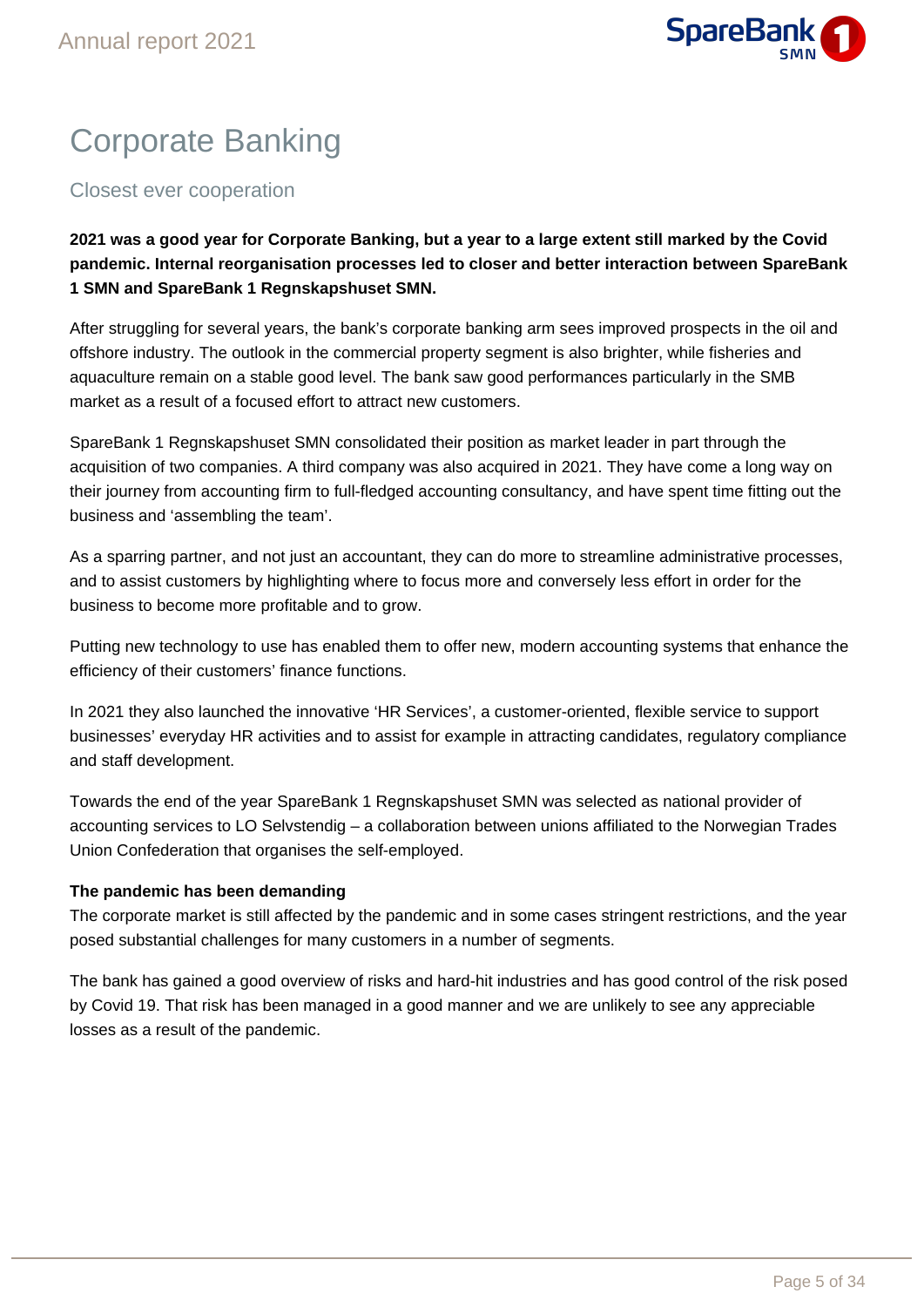# Corporate Banking

## Closest ever cooperation

**2021 was a good year for Corporate Banking, but a year to a large extent still marked by the Covid pandemic. Internal reorganisation processes led to closer and better interaction between SpareBank 1 SMN and SpareBank 1 Regnskapshuset SMN.**

After struggling for several years, the bank's corporate banking arm sees improved prospects in the oil and offshore industry. The outlook in the commercial property segment is also brighter, while fisheries and aquaculture remain on a stable good level. The bank saw good performances particularly in the SMB market as a result of a focused effort to attract new customers.

SpareBank 1 Regnskapshuset SMN consolidated their position as market leader in part through the acquisition of two companies. A third company was also acquired in 2021. They have come a long way on their journey from accounting firm to full-fledged accounting consultancy, and have spent time fitting out the business and 'assembling the team'.

As a sparring partner, and not just an accountant, they can do more to streamline administrative processes, and to assist customers by highlighting where to focus more and conversely less effort in order for the business to become more profitable and to grow.

Putting new technology to use has enabled them to offer new, modern accounting systems that enhance the efficiency of their customers' finance functions.

In 2021 they also launched the innovative 'HR Services', a customer-oriented, flexible service to support businesses' everyday HR activities and to assist for example in attracting candidates, regulatory compliance and staff development.

Towards the end of the year SpareBank 1 Regnskapshuset SMN was selected as national provider of accounting services to LO Selvstendig – a collaboration between unions affiliated to the Norwegian Trades Union Confederation that organises the self-employed.

**The pandemic has been demanding**

The corporate market is still affected by the pandemic and in some cases stringent restrictions, and the year posed substantial challenges for many customers in a number of segments.

The bank has gained a good overview of risks and hard-hit industries and has good control of the risk posed by Covid 19. That risk has been managed in a good manner and we are unlikely to see any appreciable losses as a result of the pandemic.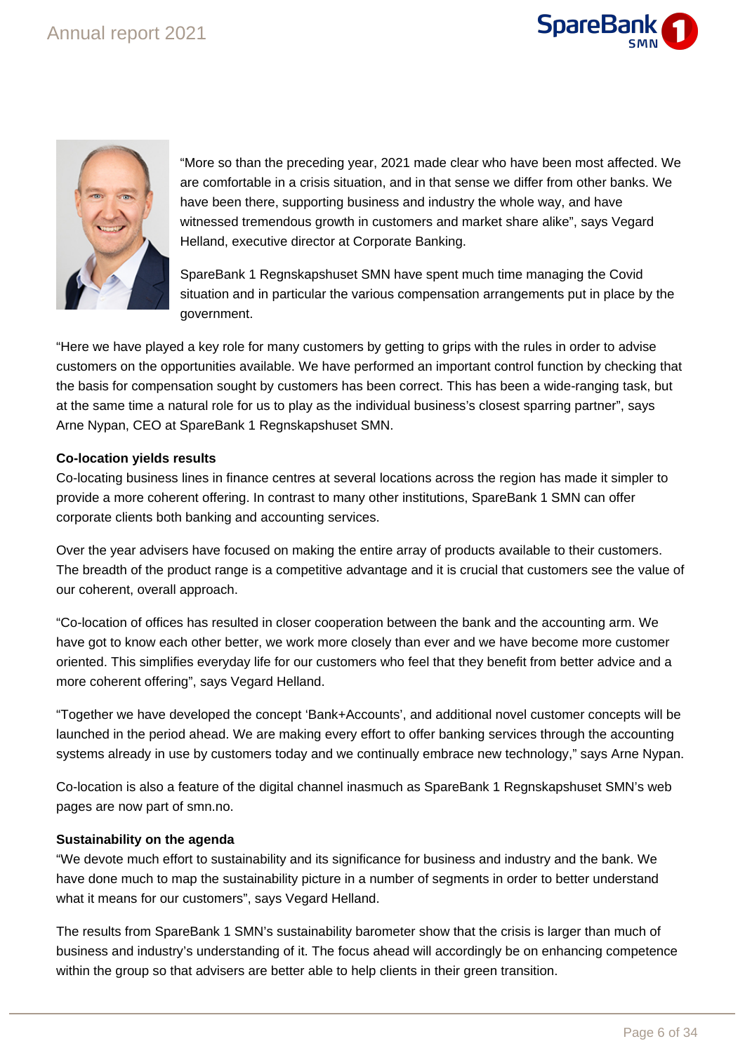"More so than the preceding year, 2021 made clear who have been most affected. We are comfortable in a crisis situation, and in that sense we differ from other banks. We have been there, supporting business and industry the whole way, and have witnessed tremendous growth in customers and market share alike", says Vegard Helland, executive director at Corporate Banking.

SpareBank 1 Regnskapshuset SMN have spent much time managing the Covid situation and in particular the various compensation arrangements put in place by the government.

"Here we have played a key role for many customers by getting to grips with the rules in order to advise customers on the opportunities available. We have performed an important control function by checking that the basis for compensation sought by customers has been correct. This has been a wide-ranging task, but at the same time a natural role for us to play as the individual business's closest sparring partner", says Arne Nypan, CEO at SpareBank 1 Regnskapshuset SMN.

**Co-location yields results**

Co-locating business lines in finance centres at several locations across the region has made it simpler to provide a more coherent offering. In contrast to many other institutions, SpareBank 1 SMN can offer corporate clients both banking and accounting services.

Over the year advisers have focused on making the entire array of products available to their customers. The breadth of the product range is a competitive advantage and it is crucial that customers see the value of our coherent, overall approach.

"Co-location of offices has resulted in closer cooperation between the bank and the accounting arm. We have got to know each other better, we work more closely than ever and we have become more customer oriented. This simplifies everyday life for our customers who feel that they benefit from better advice and a more coherent offering", says Vegard Helland.

"Together we have developed the concept 'Bank+Accounts', and additional novel customer concepts will be launched in the period ahead. We are making every effort to offer banking services through the accounting systems already in use by customers today and we continually embrace new technology," says Arne Nypan.

Co-location is also a feature of the digital channel inasmuch as SpareBank 1 Regnskapshuset SMN's web pages are now part of smn.no.

**Sustainability on the agenda**

"We devote much effort to sustainability and its significance for business and industry and the bank. We have done much to map the sustainability picture in a number of segments in order to better understand what it means for our customers", says Vegard Helland.

The results from SpareBank 1 SMN's sustainability barometer show that the crisis is larger than much of business and industry's understanding of it. The focus ahead will accordingly be on enhancing competence within the group so that advisers are better able to help clients in their green transition.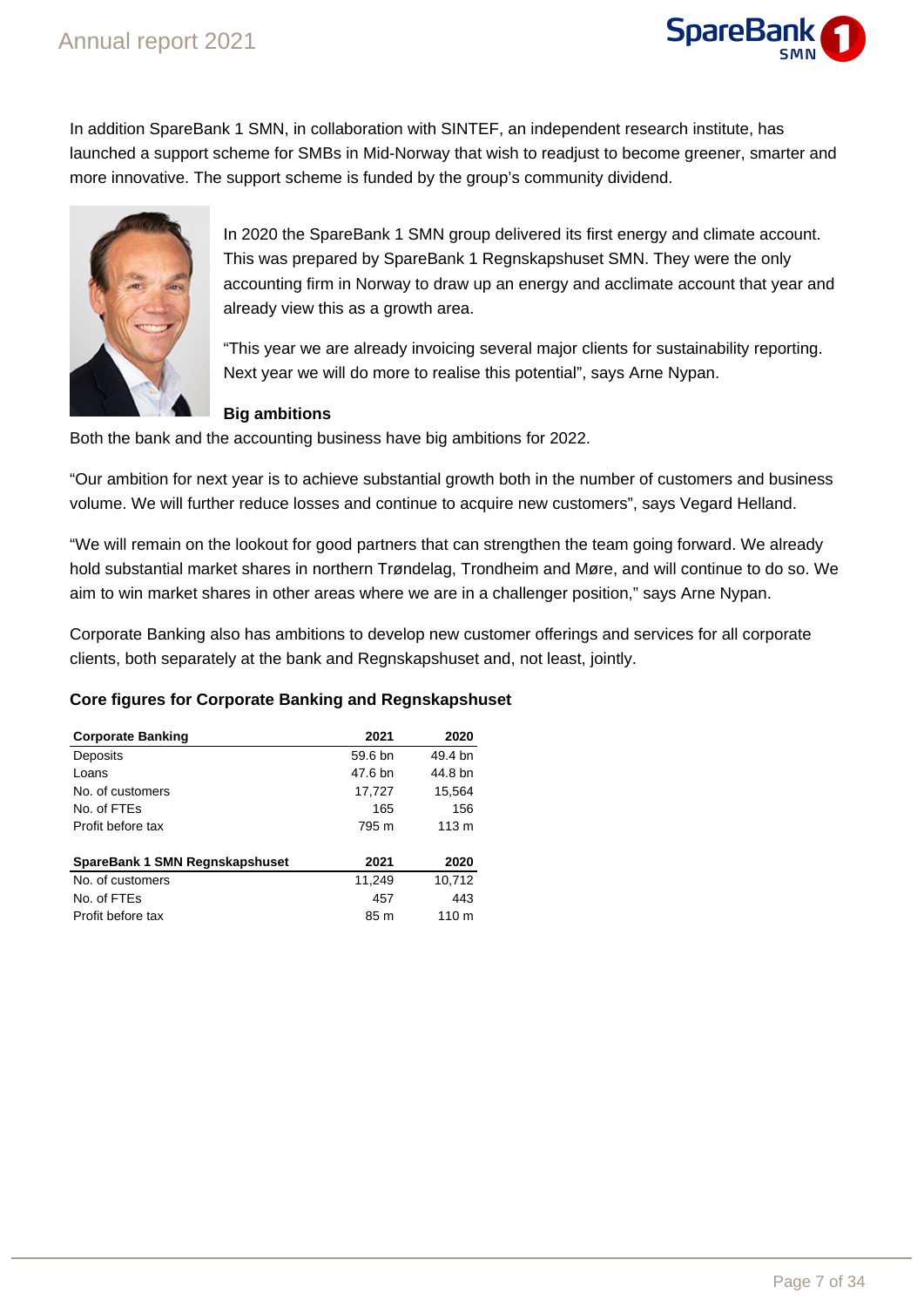In addition SpareBank 1 SMN, in collaboration with SINTEF, an independent research institute, has launched a support scheme for SMBs in Mid-Norway that wish to readjust to become greener, smarter and more innovative. The support scheme is funded by the group's community dividend.

In 2020 the SpareBank 1 SMN group delivered its first energy and climate account. This was prepared by SpareBank 1 Regnskapshuset SMN. They were the only accounting firm in Norway to draw up an energy and acclimate account that year and already view this as a growth area.

"This year we are already invoicing several major clients for sustainability reporting. Next year we will do more to realise this potential", says Arne Nypan.

### Big ambitions

Both the bank and the accounting business have big ambitions for 2022.

"Our ambition for next year is to achieve substantial growth both in the number of customers and business volume. We will further reduce losses and continue to acquire new customers", says Vegard Helland.

"We will remain on the lookout for good partners that can strengthen the team going forward. We already hold substantial market shares in northern Trøndelag, Trondheim and Møre, and will continue to do so. We aim to win market shares in other areas where we are in a challenger position," says Arne Nypan.

Corporate Banking also has ambitions to develop new customer offerings and services for all corporate clients, both separately at the bank and Regnskapshuset and, not least, jointly.

### Core figures for Corporate Banking and Regnskapshuset

| **Corporate Banking** | **2021** | **2020** |
|---|---|---|
| Deposits | 59.6 bn | 49.4 bn |
| Loans | 47.6 bn | 44.8 bn |
| No. of customers | 17,727 | 15,564 |
| No. of FTEs | 165 | 156 |
| Profit before tax | 795 m | 113 m |
| | | |
| **SpareBank 1 SMN Regnskapshuset** | **2021** | **2020** |
| No. of customers | 11,249 | 10,712 |
| No. of FTEs | 457 | 443 |
| Profit before tax | 85 m | 110 m |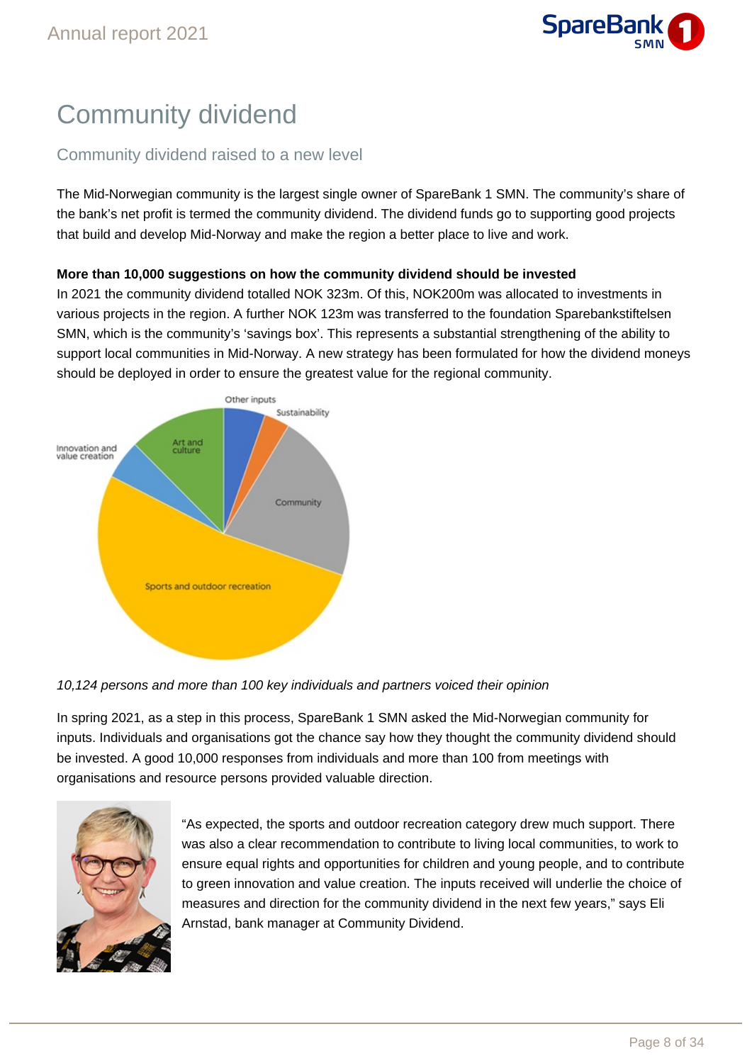# Community dividend

## Community dividend raised to a new level

The Mid-Norwegian community is the largest single owner of SpareBank 1 SMN. The community's share of the bank's net profit is termed the community dividend. The dividend funds go to supporting good projects that build and develop Mid-Norway and make the region a better place to live and work.

**More than 10,000 suggestions on how the community dividend should be invested**

In 2021 the community dividend totalled NOK 323m. Of this, NOK200m was allocated to investments in various projects in the region. A further NOK 123m was transferred to the foundation Sparebankstiftelsen SMN, which is the community's 'savings box'. This represents a substantial strengthening of the ability to support local communities in Mid-Norway. A new strategy has been formulated for how the dividend moneys should be deployed in order to ensure the greatest value for the regional community.

Other inputs
Sustainability
Community
Sports and outdoor recreation
Innovation and value creation
Art and culture

*10,124 persons and more than 100 key individuals and partners voiced their opinion*

In spring 2021, as a step in this process, SpareBank 1 SMN asked the Mid-Norwegian community for inputs. Individuals and organisations got the chance say how they thought the community dividend should be invested. A good 10,000 responses from individuals and more than 100 from meetings with organisations and resource persons provided valuable direction.

"As expected, the sports and outdoor recreation category drew much support. There was also a clear recommendation to contribute to living local communities, to work to ensure equal rights and opportunities for children and young people, and to contribute to green innovation and value creation. The inputs received will underlie the choice of measures and direction for the community dividend in the next few years," says Eli Arnstad, bank manager at Community Dividend.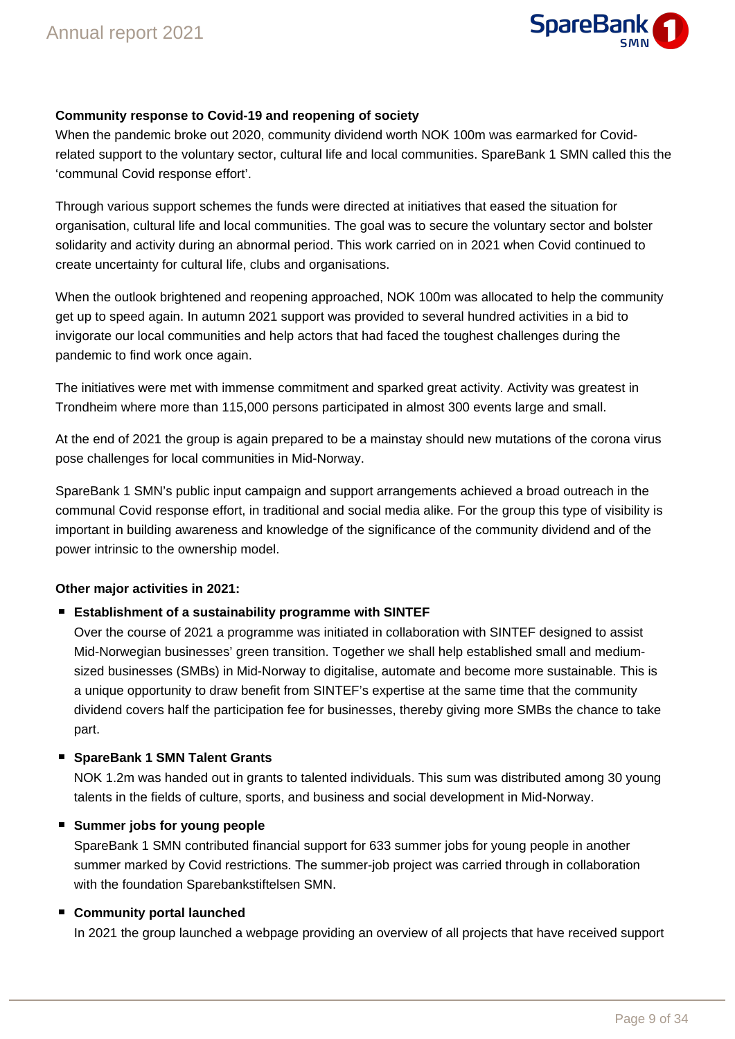**Community response to Covid-19 and reopening of society**

When the pandemic broke out 2020, community dividend worth NOK 100m was earmarked for Covid-related support to the voluntary sector, cultural life and local communities. SpareBank 1 SMN called this the 'communal Covid response effort'.

Through various support schemes the funds were directed at initiatives that eased the situation for organisation, cultural life and local communities. The goal was to secure the voluntary sector and bolster solidarity and activity during an abnormal period. This work carried on in 2021 when Covid continued to create uncertainty for cultural life, clubs and organisations.

When the outlook brightened and reopening approached, NOK 100m was allocated to help the community get up to speed again. In autumn 2021 support was provided to several hundred activities in a bid to invigorate our local communities and help actors that had faced the toughest challenges during the pandemic to find work once again.

The initiatives were met with immense commitment and sparked great activity. Activity was greatest in Trondheim where more than 115,000 persons participated in almost 300 events large and small.

At the end of 2021 the group is again prepared to be a mainstay should new mutations of the corona virus pose challenges for local communities in Mid-Norway.

SpareBank 1 SMN's public input campaign and support arrangements achieved a broad outreach in the communal Covid response effort, in traditional and social media alike. For the group this type of visibility is important in building awareness and knowledge of the significance of the community dividend and of the power intrinsic to the ownership model.

**Other major activities in 2021:**

- **Establishment of a sustainability programme with SINTEF**
  Over the course of 2021 a programme was initiated in collaboration with SINTEF designed to assist Mid-Norwegian businesses' green transition. Together we shall help established small and medium-sized businesses (SMBs) in Mid-Norway to digitalise, automate and become more sustainable. This is a unique opportunity to draw benefit from SINTEF's expertise at the same time that the community dividend covers half the participation fee for businesses, thereby giving more SMBs the chance to take part.

- **SpareBank 1 SMN Talent Grants**
  NOK 1.2m was handed out in grants to talented individuals. This sum was distributed among 30 young talents in the fields of culture, sports, and business and social development in Mid-Norway.

- **Summer jobs for young people**
  SpareBank 1 SMN contributed financial support for 633 summer jobs for young people in another summer marked by Covid restrictions. The summer-job project was carried through in collaboration with the foundation Sparebankstiftelsen SMN.

- **Community portal launched**
  In 2021 the group launched a webpage providing an overview of all projects that have received support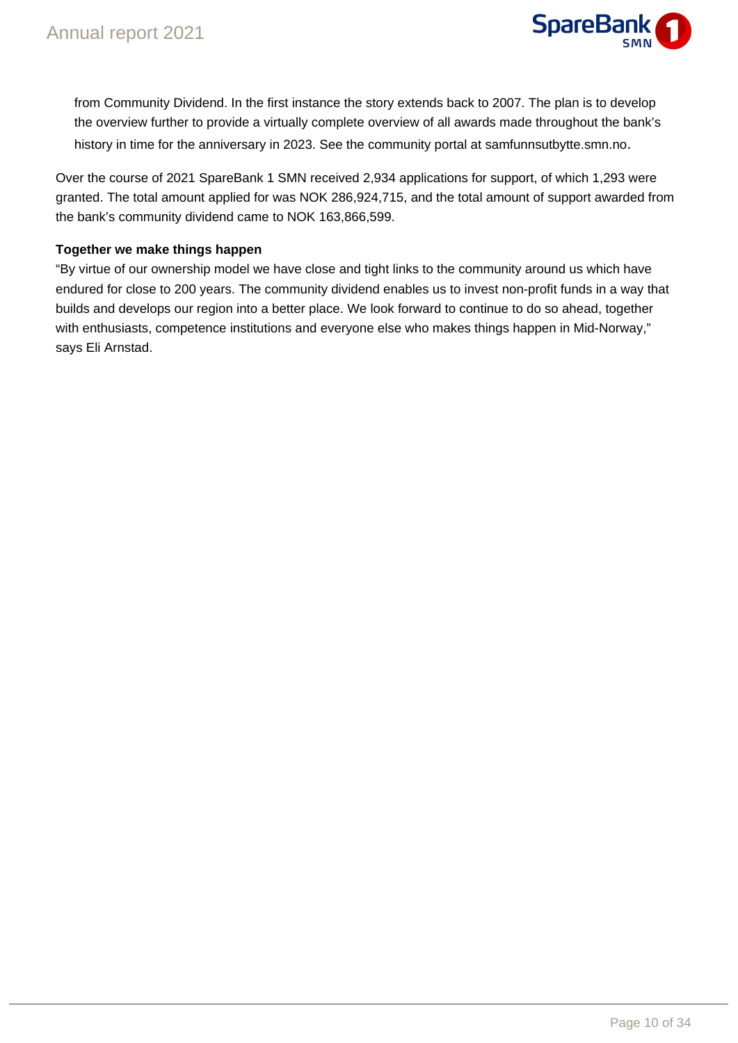from Community Dividend. In the first instance the story extends back to 2007. The plan is to develop the overview further to provide a virtually complete overview of all awards made throughout the bank's history in time for the anniversary in 2023. See the community portal at samfunnsutbytte.smn.no.

Over the course of 2021 SpareBank 1 SMN received 2,934 applications for support, of which 1,293 were granted. The total amount applied for was NOK 286,924,715, and the total amount of support awarded from the bank's community dividend came to NOK 163,866,599.

**Together we make things happen**

"By virtue of our ownership model we have close and tight links to the community around us which have endured for close to 200 years. The community dividend enables us to invest non-profit funds in a way that builds and develops our region into a better place. We look forward to continue to do so ahead, together with enthusiasts, competence institutions and everyone else who makes things happen in Mid-Norway," says Eli Arnstad.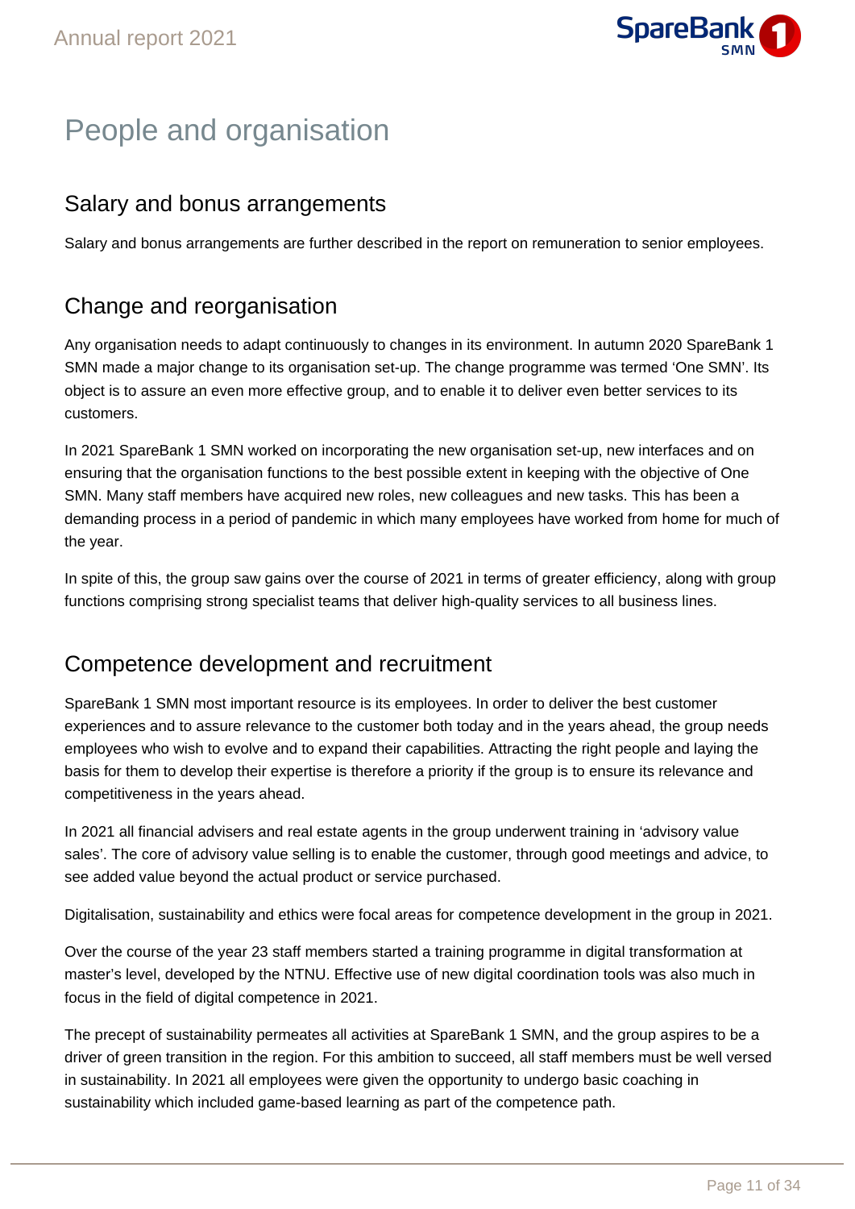# People and organisation

## Salary and bonus arrangements

Salary and bonus arrangements are further described in the report on remuneration to senior employees.

## Change and reorganisation

Any organisation needs to adapt continuously to changes in its environment. In autumn 2020 SpareBank 1 SMN made a major change to its organisation set-up. The change programme was termed 'One SMN'. Its object is to assure an even more effective group, and to enable it to deliver even better services to its customers.

In 2021 SpareBank 1 SMN worked on incorporating the new organisation set-up, new interfaces and on ensuring that the organisation functions to the best possible extent in keeping with the objective of One SMN. Many staff members have acquired new roles, new colleagues and new tasks. This has been a demanding process in a period of pandemic in which many employees have worked from home for much of the year.

In spite of this, the group saw gains over the course of 2021 in terms of greater efficiency, along with group functions comprising strong specialist teams that deliver high-quality services to all business lines.

## Competence development and recruitment

SpareBank 1 SMN most important resource is its employees. In order to deliver the best customer experiences and to assure relevance to the customer both today and in the years ahead, the group needs employees who wish to evolve and to expand their capabilities. Attracting the right people and laying the basis for them to develop their expertise is therefore a priority if the group is to ensure its relevance and competitiveness in the years ahead.

In 2021 all financial advisers and real estate agents in the group underwent training in 'advisory value sales'. The core of advisory value selling is to enable the customer, through good meetings and advice, to see added value beyond the actual product or service purchased.

Digitalisation, sustainability and ethics were focal areas for competence development in the group in 2021.

Over the course of the year 23 staff members started a training programme in digital transformation at master's level, developed by the NTNU. Effective use of new digital coordination tools was also much in focus in the field of digital competence in 2021.

The precept of sustainability permeates all activities at SpareBank 1 SMN, and the group aspires to be a driver of green transition in the region. For this ambition to succeed, all staff members must be well versed in sustainability. In 2021 all employees were given the opportunity to undergo basic coaching in sustainability which included game-based learning as part of the competence path.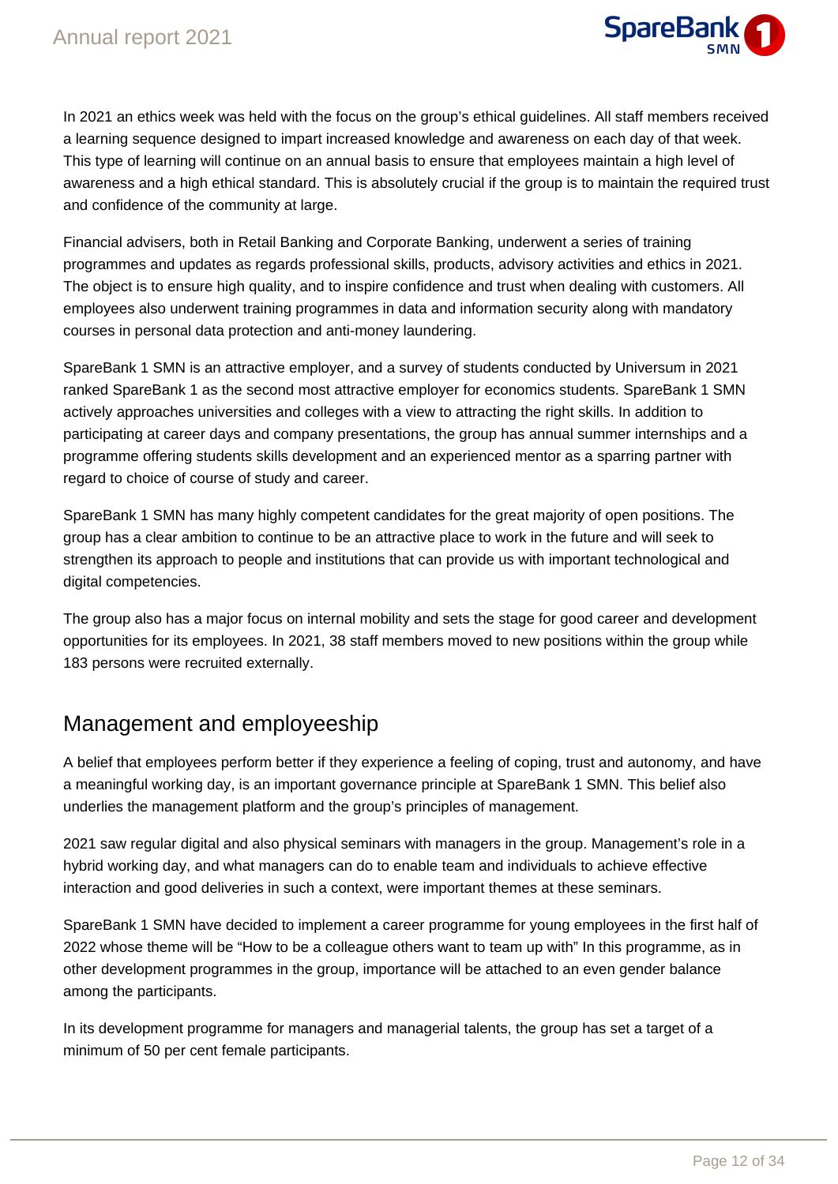In 2021 an ethics week was held with the focus on the group's ethical guidelines. All staff members received a learning sequence designed to impart increased knowledge and awareness on each day of that week. This type of learning will continue on an annual basis to ensure that employees maintain a high level of awareness and a high ethical standard. This is absolutely crucial if the group is to maintain the required trust and confidence of the community at large.

Financial advisers, both in Retail Banking and Corporate Banking, underwent a series of training programmes and updates as regards professional skills, products, advisory activities and ethics in 2021. The object is to ensure high quality, and to inspire confidence and trust when dealing with customers. All employees also underwent training programmes in data and information security along with mandatory courses in personal data protection and anti-money laundering.

SpareBank 1 SMN is an attractive employer, and a survey of students conducted by Universum in 2021 ranked SpareBank 1 as the second most attractive employer for economics students. SpareBank 1 SMN actively approaches universities and colleges with a view to attracting the right skills. In addition to participating at career days and company presentations, the group has annual summer internships and a programme offering students skills development and an experienced mentor as a sparring partner with regard to choice of course of study and career.

SpareBank 1 SMN has many highly competent candidates for the great majority of open positions. The group has a clear ambition to continue to be an attractive place to work in the future and will seek to strengthen its approach to people and institutions that can provide us with important technological and digital competencies.

The group also has a major focus on internal mobility and sets the stage for good career and development opportunities for its employees. In 2021, 38 staff members moved to new positions within the group while 183 persons were recruited externally.

## Management and employeeship

A belief that employees perform better if they experience a feeling of coping, trust and autonomy, and have a meaningful working day, is an important governance principle at SpareBank 1 SMN. This belief also underlies the management platform and the group's principles of management.

2021 saw regular digital and also physical seminars with managers in the group. Management's role in a hybrid working day, and what managers can do to enable team and individuals to achieve effective interaction and good deliveries in such a context, were important themes at these seminars.

SpareBank 1 SMN have decided to implement a career programme for young employees in the first half of 2022 whose theme will be "How to be a colleague others want to team up with" In this programme, as in other development programmes in the group, importance will be attached to an even gender balance among the participants.

In its development programme for managers and managerial talents, the group has set a target of a minimum of 50 per cent female participants.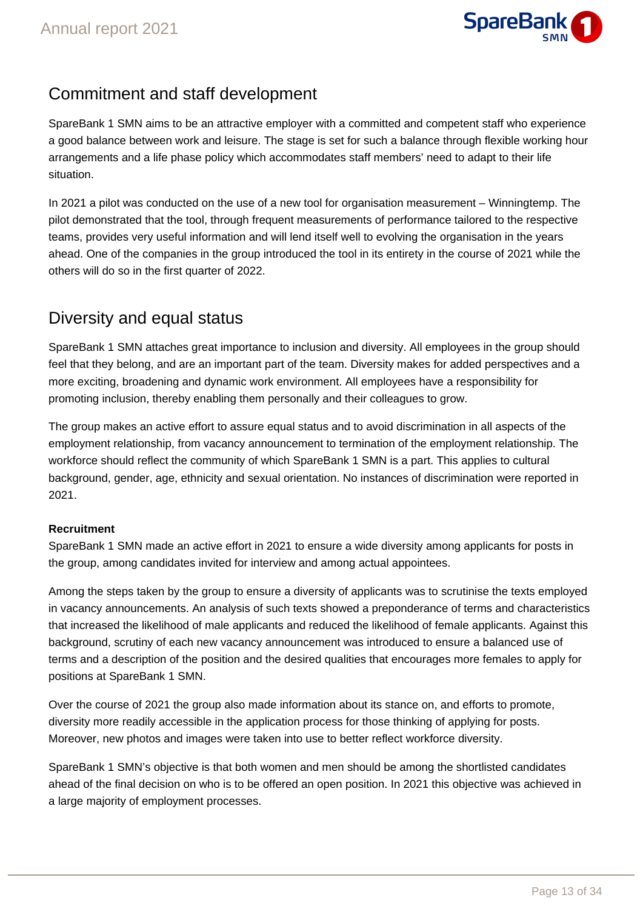## Commitment and staff development

SpareBank 1 SMN aims to be an attractive employer with a committed and competent staff who experience a good balance between work and leisure. The stage is set for such a balance through flexible working hour arrangements and a life phase policy which accommodates staff members' need to adapt to their life situation.

In 2021 a pilot was conducted on the use of a new tool for organisation measurement – Winningtemp. The pilot demonstrated that the tool, through frequent measurements of performance tailored to the respective teams, provides very useful information and will lend itself well to evolving the organisation in the years ahead. One of the companies in the group introduced the tool in its entirety in the course of 2021 while the others will do so in the first quarter of 2022.

## Diversity and equal status

SpareBank 1 SMN attaches great importance to inclusion and diversity. All employees in the group should feel that they belong, and are an important part of the team. Diversity makes for added perspectives and a more exciting, broadening and dynamic work environment. All employees have a responsibility for promoting inclusion, thereby enabling them personally and their colleagues to grow.

The group makes an active effort to assure equal status and to avoid discrimination in all aspects of the employment relationship, from vacancy announcement to termination of the employment relationship. The workforce should reflect the community of which SpareBank 1 SMN is a part. This applies to cultural background, gender, age, ethnicity and sexual orientation. No instances of discrimination were reported in 2021.

**Recruitment**

SpareBank 1 SMN made an active effort in 2021 to ensure a wide diversity among applicants for posts in the group, among candidates invited for interview and among actual appointees.

Among the steps taken by the group to ensure a diversity of applicants was to scrutinise the texts employed in vacancy announcements. An analysis of such texts showed a preponderance of terms and characteristics that increased the likelihood of male applicants and reduced the likelihood of female applicants. Against this background, scrutiny of each new vacancy announcement was introduced to ensure a balanced use of terms and a description of the position and the desired qualities that encourages more females to apply for positions at SpareBank 1 SMN.

Over the course of 2021 the group also made information about its stance on, and efforts to promote, diversity more readily accessible in the application process for those thinking of applying for posts. Moreover, new photos and images were taken into use to better reflect workforce diversity.

SpareBank 1 SMN's objective is that both women and men should be among the shortlisted candidates ahead of the final decision on who is to be offered an open position. In 2021 this objective was achieved in a large majority of employment processes.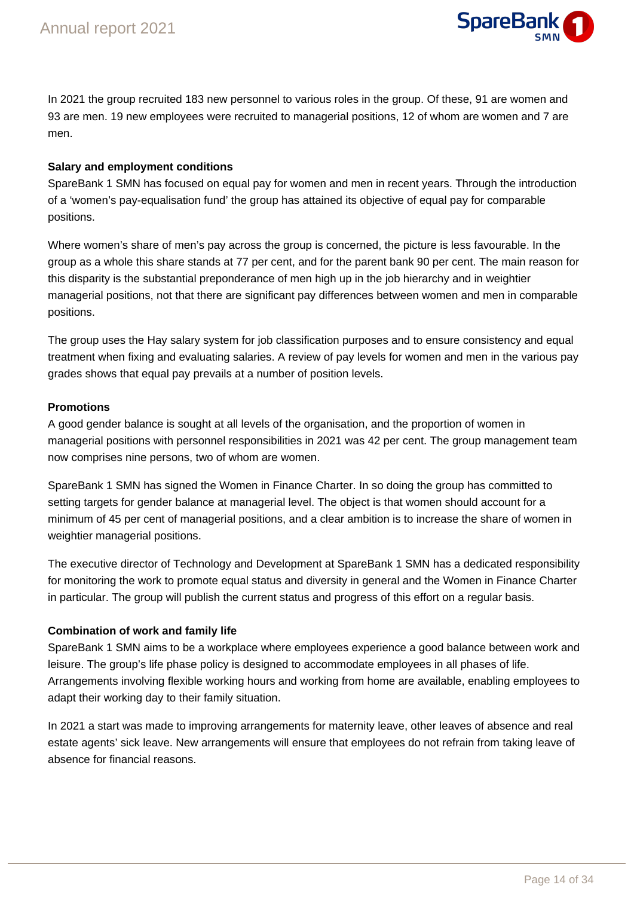In 2021 the group recruited 183 new personnel to various roles in the group. Of these, 91 are women and 93 are men. 19 new employees were recruited to managerial positions, 12 of whom are women and 7 are men.

**Salary and employment conditions**

SpareBank 1 SMN has focused on equal pay for women and men in recent years. Through the introduction of a 'women's pay-equalisation fund' the group has attained its objective of equal pay for comparable positions.

Where women's share of men's pay across the group is concerned, the picture is less favourable. In the group as a whole this share stands at 77 per cent, and for the parent bank 90 per cent. The main reason for this disparity is the substantial preponderance of men high up in the job hierarchy and in weightier managerial positions, not that there are significant pay differences between women and men in comparable positions.

The group uses the Hay salary system for job classification purposes and to ensure consistency and equal treatment when fixing and evaluating salaries. A review of pay levels for women and men in the various pay grades shows that equal pay prevails at a number of position levels.

**Promotions**

A good gender balance is sought at all levels of the organisation, and the proportion of women in managerial positions with personnel responsibilities in 2021 was 42 per cent. The group management team now comprises nine persons, two of whom are women.

SpareBank 1 SMN has signed the Women in Finance Charter. In so doing the group has committed to setting targets for gender balance at managerial level. The object is that women should account for a minimum of 45 per cent of managerial positions, and a clear ambition is to increase the share of women in weightier managerial positions.

The executive director of Technology and Development at SpareBank 1 SMN has a dedicated responsibility for monitoring the work to promote equal status and diversity in general and the Women in Finance Charter in particular. The group will publish the current status and progress of this effort on a regular basis.

**Combination of work and family life**

SpareBank 1 SMN aims to be a workplace where employees experience a good balance between work and leisure. The group's life phase policy is designed to accommodate employees in all phases of life. Arrangements involving flexible working hours and working from home are available, enabling employees to adapt their working day to their family situation.

In 2021 a start was made to improving arrangements for maternity leave, other leaves of absence and real estate agents' sick leave. New arrangements will ensure that employees do not refrain from taking leave of absence for financial reasons.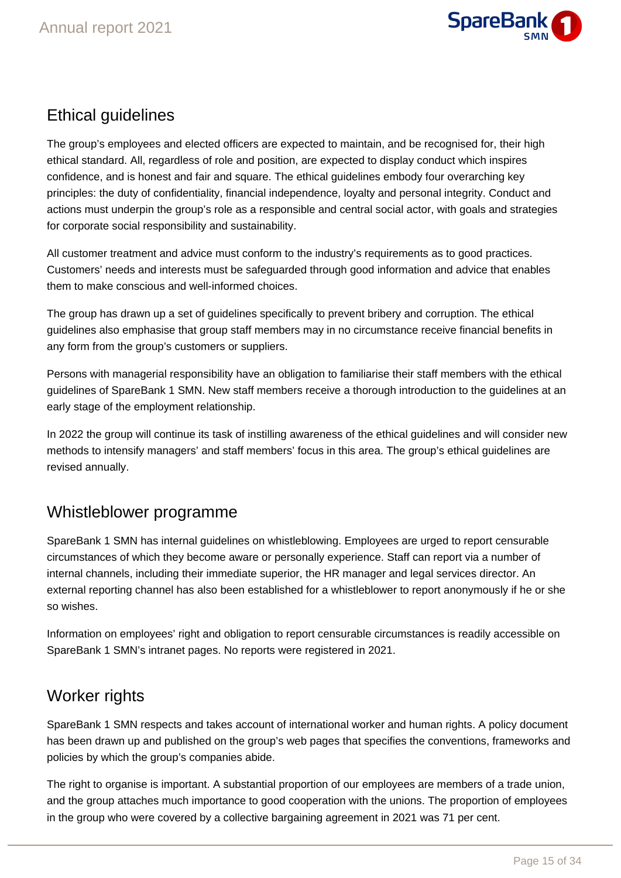## Ethical guidelines

The group's employees and elected officers are expected to maintain, and be recognised for, their high ethical standard. All, regardless of role and position, are expected to display conduct which inspires confidence, and is honest and fair and square. The ethical guidelines embody four overarching key principles: the duty of confidentiality, financial independence, loyalty and personal integrity. Conduct and actions must underpin the group's role as a responsible and central social actor, with goals and strategies for corporate social responsibility and sustainability.

All customer treatment and advice must conform to the industry's requirements as to good practices. Customers' needs and interests must be safeguarded through good information and advice that enables them to make conscious and well-informed choices.

The group has drawn up a set of guidelines specifically to prevent bribery and corruption. The ethical guidelines also emphasise that group staff members may in no circumstance receive financial benefits in any form from the group's customers or suppliers.

Persons with managerial responsibility have an obligation to familiarise their staff members with the ethical guidelines of SpareBank 1 SMN. New staff members receive a thorough introduction to the guidelines at an early stage of the employment relationship.

In 2022 the group will continue its task of instilling awareness of the ethical guidelines and will consider new methods to intensify managers' and staff members' focus in this area. The group's ethical guidelines are revised annually.

## Whistleblower programme

SpareBank 1 SMN has internal guidelines on whistleblowing. Employees are urged to report censurable circumstances of which they become aware or personally experience. Staff can report via a number of internal channels, including their immediate superior, the HR manager and legal services director. An external reporting channel has also been established for a whistleblower to report anonymously if he or she so wishes.

Information on employees' right and obligation to report censurable circumstances is readily accessible on SpareBank 1 SMN's intranet pages. No reports were registered in 2021.

## Worker rights

SpareBank 1 SMN respects and takes account of international worker and human rights. A policy document has been drawn up and published on the group's web pages that specifies the conventions, frameworks and policies by which the group's companies abide.

The right to organise is important. A substantial proportion of our employees are members of a trade union, and the group attaches much importance to good cooperation with the unions. The proportion of employees in the group who were covered by a collective bargaining agreement in 2021 was 71 per cent.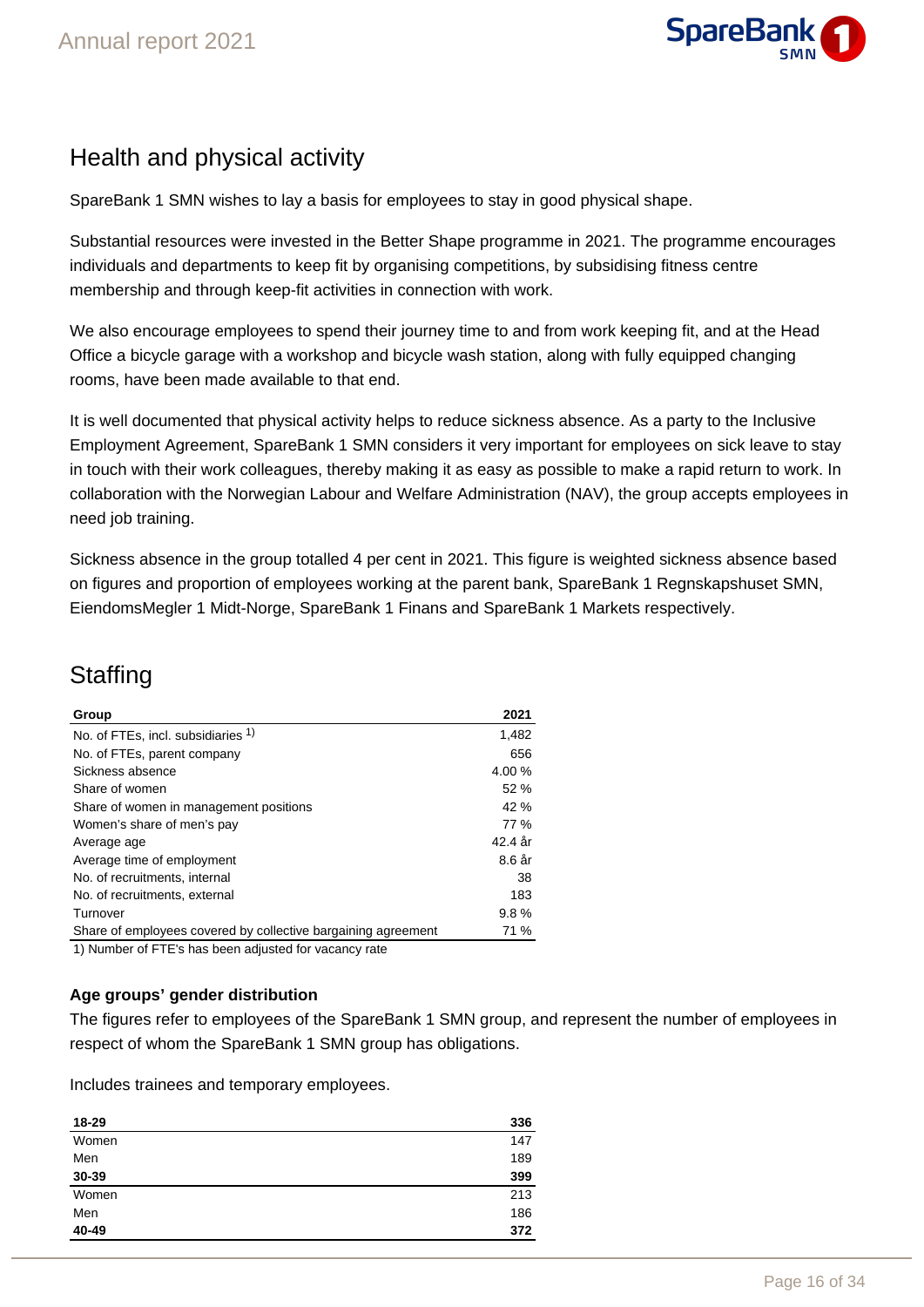## Health and physical activity

SpareBank 1 SMN wishes to lay a basis for employees to stay in good physical shape.

Substantial resources were invested in the Better Shape programme in 2021. The programme encourages individuals and departments to keep fit by organising competitions, by subsidising fitness centre membership and through keep-fit activities in connection with work.

We also encourage employees to spend their journey time to and from work keeping fit, and at the Head Office a bicycle garage with a workshop and bicycle wash station, along with fully equipped changing rooms, have been made available to that end.

It is well documented that physical activity helps to reduce sickness absence. As a party to the Inclusive Employment Agreement, SpareBank 1 SMN considers it very important for employees on sick leave to stay in touch with their work colleagues, thereby making it as easy as possible to make a rapid return to work. In collaboration with the Norwegian Labour and Welfare Administration (NAV), the group accepts employees in need job training.

Sickness absence in the group totalled 4 per cent in 2021. This figure is weighted sickness absence based on figures and proportion of employees working at the parent bank, SpareBank 1 Regnskapshuset SMN, EiendomsMegler 1 Midt-Norge, SpareBank 1 Finans and SpareBank 1 Markets respectively.

## Staffing

| **Group** | **2021** |
|---|---|
| No. of FTEs, incl. subsidiaries [1)] | 1,482 |
| No. of FTEs, parent company | 656 |
| Sickness absence | 4.00 % |
| Share of women | 52 % |
| Share of women in management positions | 42 % |
| Women's share of men's pay | 77 % |
| Average age | 42.4 år |
| Average time of employment | 8.6 år |
| No. of recruitments, internal | 38 |
| No. of recruitments, external | 183 |
| Turnover | 9.8 % |
| Share of employees covered by collective bargaining agreement | 71 % |

1) Number of FTE's has been adjusted for vacancy rate

**Age groups' gender distribution**

The figures refer to employees of the SpareBank 1 SMN group, and represent the number of employees in respect of whom the SpareBank 1 SMN group has obligations.

Includes trainees and temporary employees.

| **18-29** | **336** |
|---|---|
| Women | 147 |
| Men | 189 |
| **30-39** | **399** |
| Women | 213 |
| Men | 186 |
| **40-49** | **372** |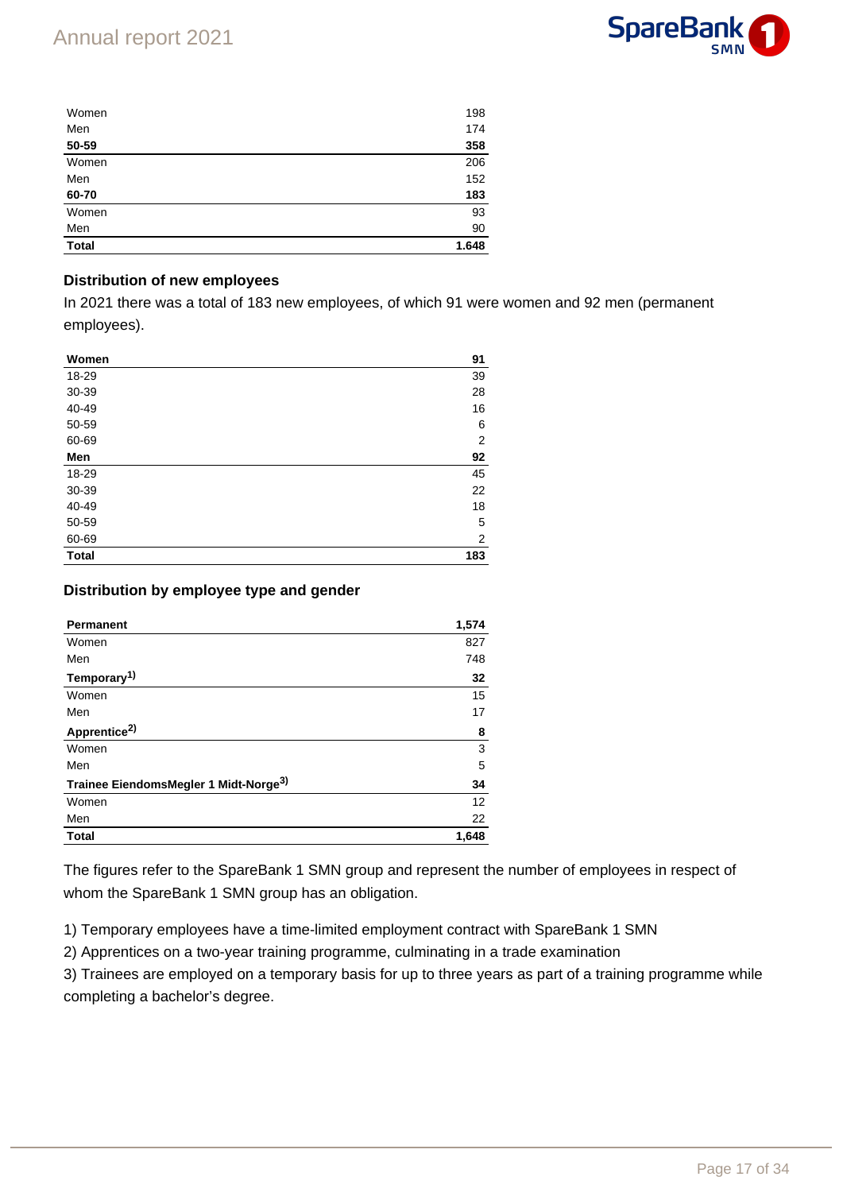| | |
|---|---|
| Women | 198 |
| Men | 174 |
| **50-59** | **358** |
| Women | 206 |
| Men | 152 |
| **60-70** | **183** |
| Women | 93 |
| Men | 90 |
| **Total** | **1.648** |

### Distribution of new employees

In 2021 there was a total of 183 new employees, of which 91 were women and 92 men (permanent employees).

| **Women** | **91** |
|---|---|
| 18-29 | 39 |
| 30-39 | 28 |
| 40-49 | 16 |
| 50-59 | 6 |
| 60-69 | 2 |
| **Men** | **92** |
| 18-29 | 45 |
| 30-39 | 22 |
| 40-49 | 18 |
| 50-59 | 5 |
| 60-69 | 2 |
| **Total** | **183** |

### Distribution by employee type and gender

| **Permanent** | **1,574** |
|---|---|
| Women | 827 |
| Men | 748 |
| **Temporary[1)]** | **32** |
| Women | 15 |
| Men | 17 |
| **Apprentice[2)]** | **8** |
| Women | 3 |
| Men | 5 |
| **Trainee EiendomsMegler 1 Midt-Norge[3)]** | **34** |
| Women | 12 |
| Men | 22 |
| **Total** | **1,648** |

The figures refer to the SpareBank 1 SMN group and represent the number of employees in respect of whom the SpareBank 1 SMN group has an obligation.

1) Temporary employees have a time-limited employment contract with SpareBank 1 SMN
2) Apprentices on a two-year training programme, culminating in a trade examination
3) Trainees are employed on a temporary basis for up to three years as part of a training programme while completing a bachelor's degree.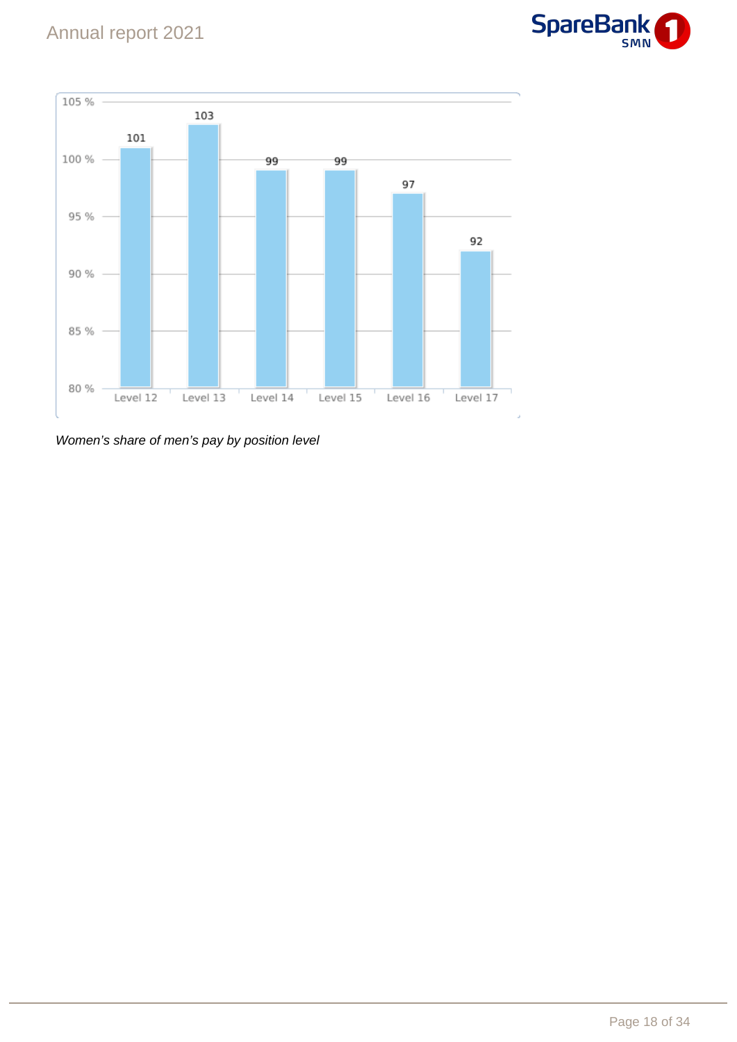| | Level 12 | Level 13 | Level 14 | Level 15 | Level 16 | Level 17 |
|---|---|---|---|---|---|---|
| Women's share of men's pay (%) | 101 | 103 | 99 | 99 | 97 | 92 |

*Women's share of men's pay by position level*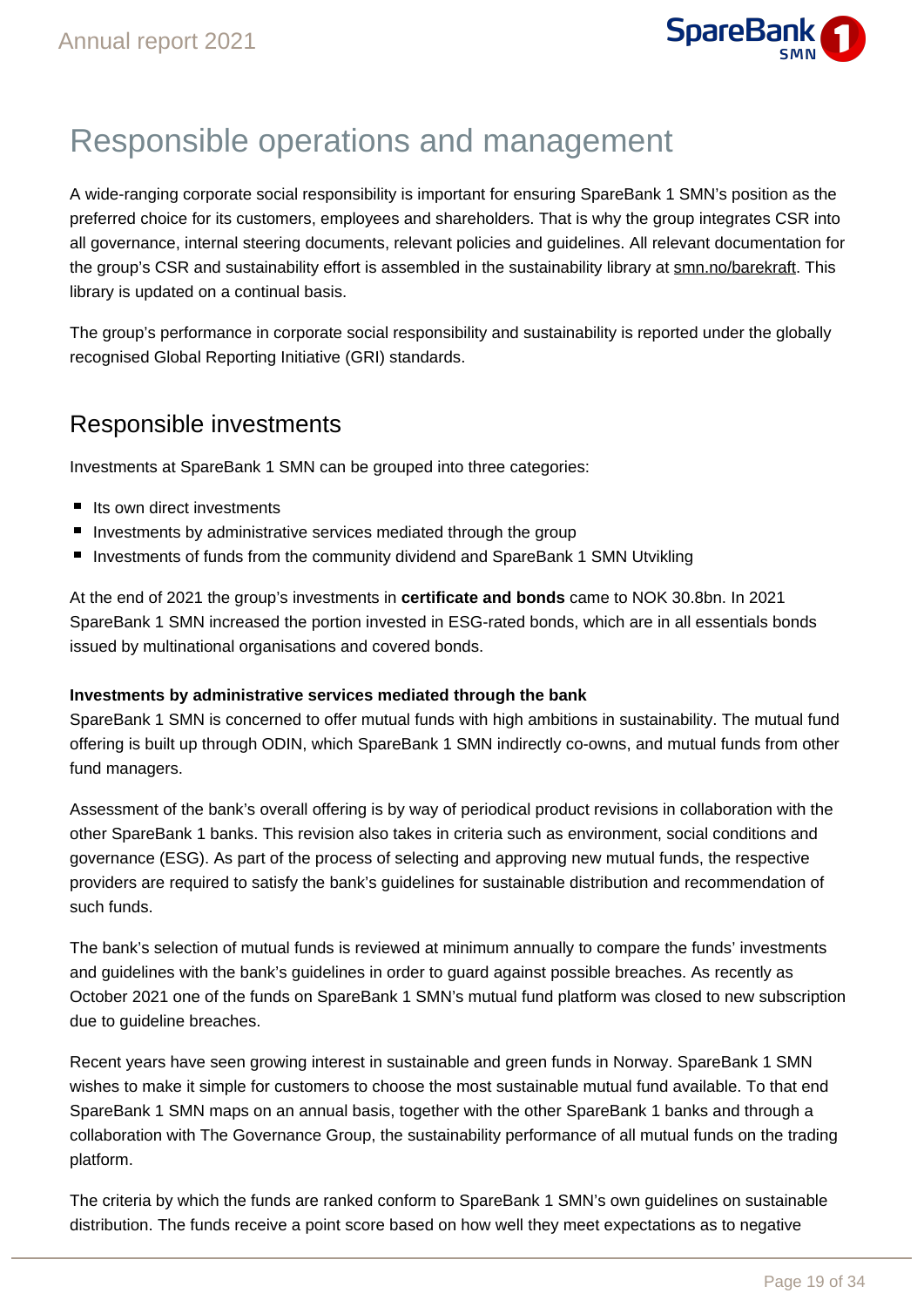# Responsible operations and management

A wide-ranging corporate social responsibility is important for ensuring SpareBank 1 SMN's position as the preferred choice for its customers, employees and shareholders. That is why the group integrates CSR into all governance, internal steering documents, relevant policies and guidelines. All relevant documentation for the group's CSR and sustainability effort is assembled in the sustainability library at smn.no/barekraft. This library is updated on a continual basis.

The group's performance in corporate social responsibility and sustainability is reported under the globally recognised Global Reporting Initiative (GRI) standards.

## Responsible investments

Investments at SpareBank 1 SMN can be grouped into three categories:

- Its own direct investments
- Investments by administrative services mediated through the group
- Investments of funds from the community dividend and SpareBank 1 SMN Utvikling

At the end of 2021 the group's investments in **certificate and bonds** came to NOK 30.8bn. In 2021 SpareBank 1 SMN increased the portion invested in ESG-rated bonds, which are in all essentials bonds issued by multinational organisations and covered bonds.

**Investments by administrative services mediated through the bank**

SpareBank 1 SMN is concerned to offer mutual funds with high ambitions in sustainability. The mutual fund offering is built up through ODIN, which SpareBank 1 SMN indirectly co-owns, and mutual funds from other fund managers.

Assessment of the bank's overall offering is by way of periodical product revisions in collaboration with the other SpareBank 1 banks. This revision also takes in criteria such as environment, social conditions and governance (ESG). As part of the process of selecting and approving new mutual funds, the respective providers are required to satisfy the bank's guidelines for sustainable distribution and recommendation of such funds.

The bank's selection of mutual funds is reviewed at minimum annually to compare the funds' investments and guidelines with the bank's guidelines in order to guard against possible breaches. As recently as October 2021 one of the funds on SpareBank 1 SMN's mutual fund platform was closed to new subscription due to guideline breaches.

Recent years have seen growing interest in sustainable and green funds in Norway. SpareBank 1 SMN wishes to make it simple for customers to choose the most sustainable mutual fund available. To that end SpareBank 1 SMN maps on an annual basis, together with the other SpareBank 1 banks and through a collaboration with The Governance Group, the sustainability performance of all mutual funds on the trading platform.

The criteria by which the funds are ranked conform to SpareBank 1 SMN's own guidelines on sustainable distribution. The funds receive a point score based on how well they meet expectations as to negative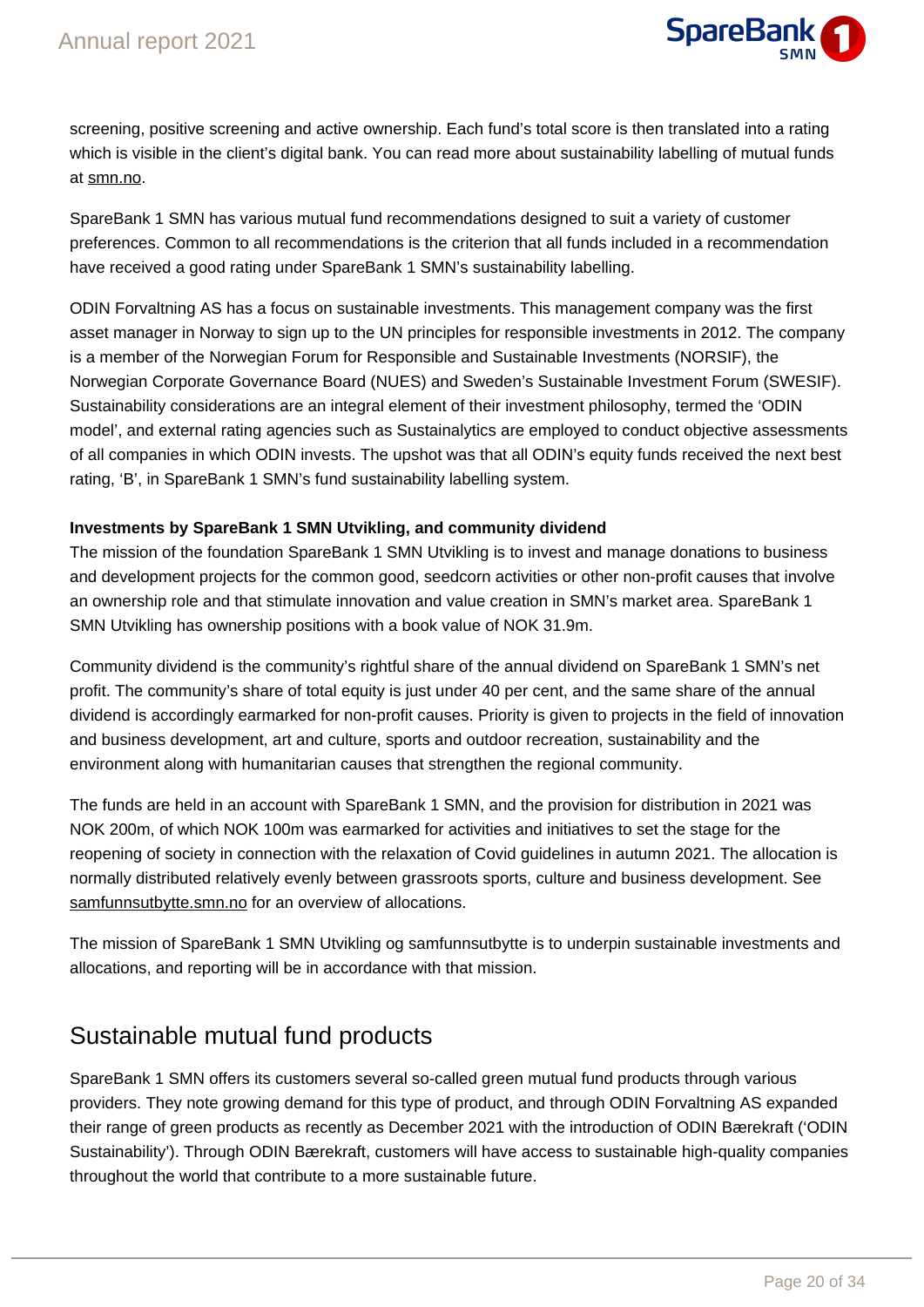screening, positive screening and active ownership. Each fund's total score is then translated into a rating which is visible in the client's digital bank. You can read more about sustainability labelling of mutual funds at smn.no.

SpareBank 1 SMN has various mutual fund recommendations designed to suit a variety of customer preferences. Common to all recommendations is the criterion that all funds included in a recommendation have received a good rating under SpareBank 1 SMN's sustainability labelling.

ODIN Forvaltning AS has a focus on sustainable investments. This management company was the first asset manager in Norway to sign up to the UN principles for responsible investments in 2012. The company is a member of the Norwegian Forum for Responsible and Sustainable Investments (NORSIF), the Norwegian Corporate Governance Board (NUES) and Sweden's Sustainable Investment Forum (SWESIF). Sustainability considerations are an integral element of their investment philosophy, termed the 'ODIN model', and external rating agencies such as Sustainalytics are employed to conduct objective assessments of all companies in which ODIN invests. The upshot was that all ODIN's equity funds received the next best rating, 'B', in SpareBank 1 SMN's fund sustainability labelling system.

**Investments by SpareBank 1 SMN Utvikling, and community dividend**

The mission of the foundation SpareBank 1 SMN Utvikling is to invest and manage donations to business and development projects for the common good, seedcorn activities or other non-profit causes that involve an ownership role and that stimulate innovation and value creation in SMN's market area. SpareBank 1 SMN Utvikling has ownership positions with a book value of NOK 31.9m.

Community dividend is the community's rightful share of the annual dividend on SpareBank 1 SMN's net profit. The community's share of total equity is just under 40 per cent, and the same share of the annual dividend is accordingly earmarked for non-profit causes. Priority is given to projects in the field of innovation and business development, art and culture, sports and outdoor recreation, sustainability and the environment along with humanitarian causes that strengthen the regional community.

The funds are held in an account with SpareBank 1 SMN, and the provision for distribution in 2021 was NOK 200m, of which NOK 100m was earmarked for activities and initiatives to set the stage for the reopening of society in connection with the relaxation of Covid guidelines in autumn 2021. The allocation is normally distributed relatively evenly between grassroots sports, culture and business development. See samfunnsutbytte.smn.no for an overview of allocations.

The mission of SpareBank 1 SMN Utvikling og samfunnsutbytte is to underpin sustainable investments and allocations, and reporting will be in accordance with that mission.

## Sustainable mutual fund products

SpareBank 1 SMN offers its customers several so-called green mutual fund products through various providers. They note growing demand for this type of product, and through ODIN Forvaltning AS expanded their range of green products as recently as December 2021 with the introduction of ODIN Bærekraft ('ODIN Sustainability'). Through ODIN Bærekraft, customers will have access to sustainable high-quality companies throughout the world that contribute to a more sustainable future.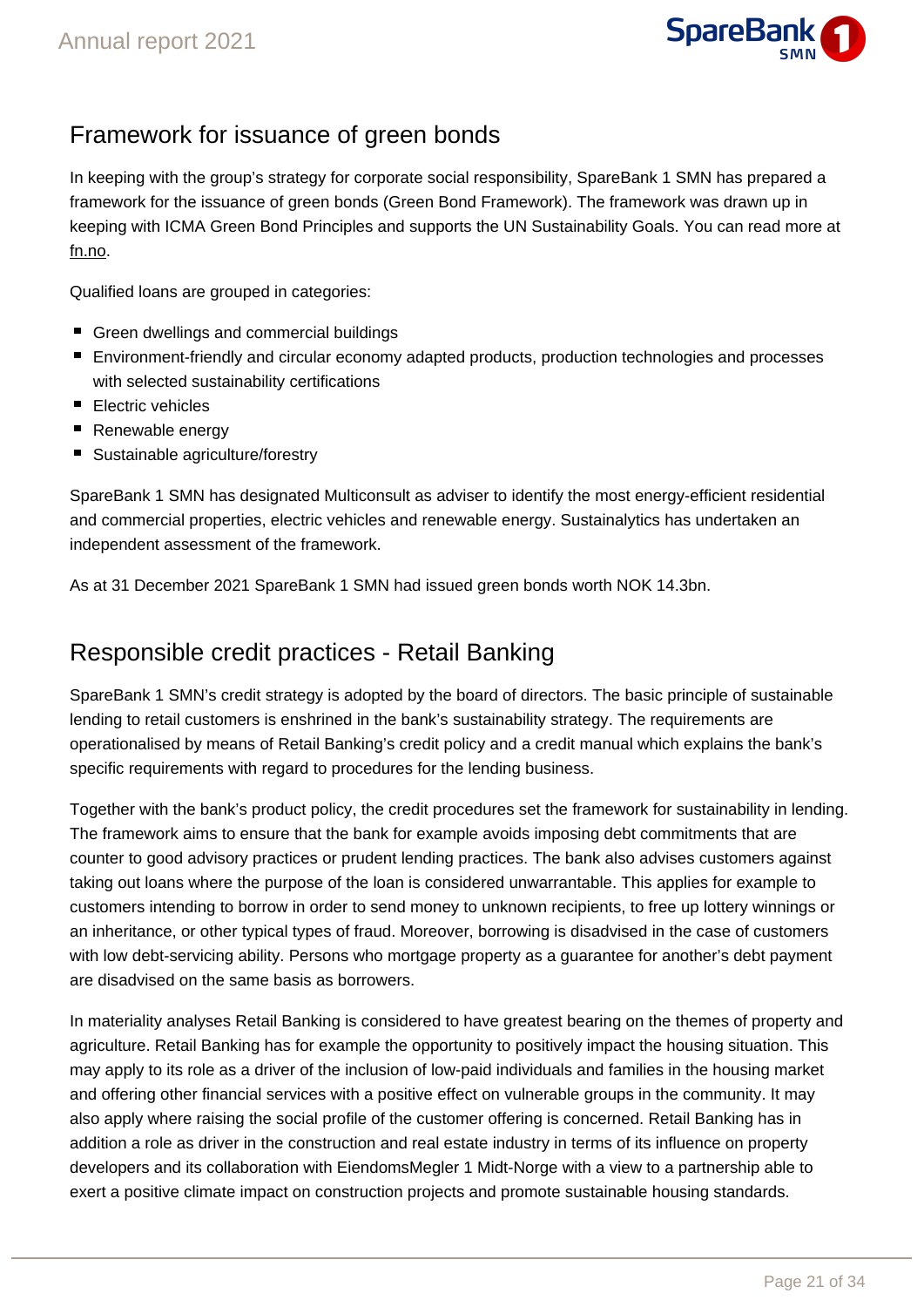## Framework for issuance of green bonds

In keeping with the group's strategy for corporate social responsibility, SpareBank 1 SMN has prepared a framework for the issuance of green bonds (Green Bond Framework). The framework was drawn up in keeping with ICMA Green Bond Principles and supports the UN Sustainability Goals. You can read more at fn.no.

Qualified loans are grouped in categories:

- Green dwellings and commercial buildings
- Environment-friendly and circular economy adapted products, production technologies and processes with selected sustainability certifications
- Electric vehicles
- Renewable energy
- Sustainable agriculture/forestry

SpareBank 1 SMN has designated Multiconsult as adviser to identify the most energy-efficient residential and commercial properties, electric vehicles and renewable energy. Sustainalytics has undertaken an independent assessment of the framework.

As at 31 December 2021 SpareBank 1 SMN had issued green bonds worth NOK 14.3bn.

## Responsible credit practices - Retail Banking

SpareBank 1 SMN's credit strategy is adopted by the board of directors. The basic principle of sustainable lending to retail customers is enshrined in the bank's sustainability strategy. The requirements are operationalised by means of Retail Banking's credit policy and a credit manual which explains the bank's specific requirements with regard to procedures for the lending business.

Together with the bank's product policy, the credit procedures set the framework for sustainability in lending. The framework aims to ensure that the bank for example avoids imposing debt commitments that are counter to good advisory practices or prudent lending practices. The bank also advises customers against taking out loans where the purpose of the loan is considered unwarrantable. This applies for example to customers intending to borrow in order to send money to unknown recipients, to free up lottery winnings or an inheritance, or other typical types of fraud. Moreover, borrowing is disadvised in the case of customers with low debt-servicing ability. Persons who mortgage property as a guarantee for another's debt payment are disadvised on the same basis as borrowers.

In materiality analyses Retail Banking is considered to have greatest bearing on the themes of property and agriculture. Retail Banking has for example the opportunity to positively impact the housing situation. This may apply to its role as a driver of the inclusion of low-paid individuals and families in the housing market and offering other financial services with a positive effect on vulnerable groups in the community. It may also apply where raising the social profile of the customer offering is concerned. Retail Banking has in addition a role as driver in the construction and real estate industry in terms of its influence on property developers and its collaboration with EiendomsMegler 1 Midt-Norge with a view to a partnership able to exert a positive climate impact on construction projects and promote sustainable housing standards.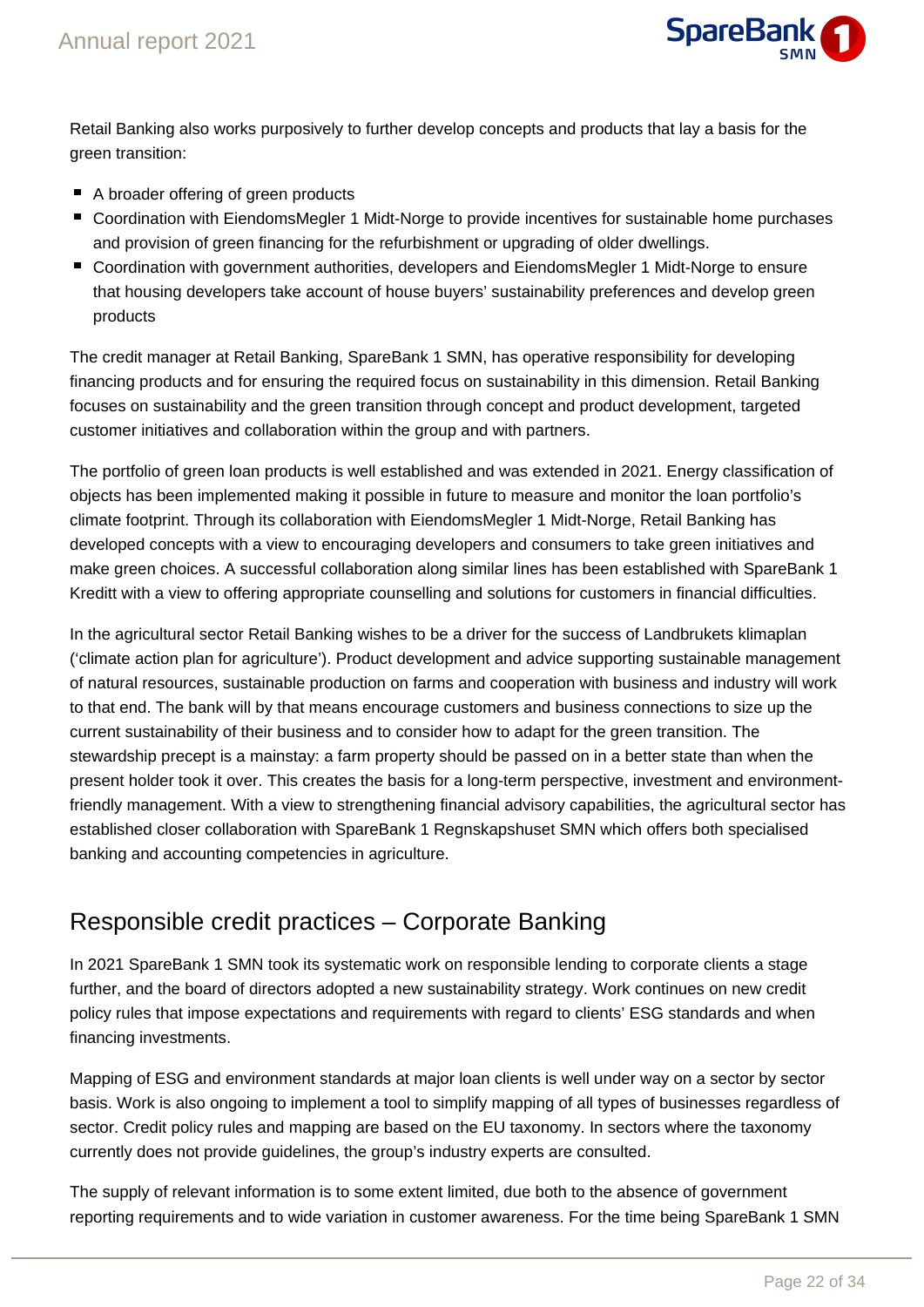Retail Banking also works purposively to further develop concepts and products that lay a basis for the green transition:

- A broader offering of green products
- Coordination with EiendomsMegler 1 Midt-Norge to provide incentives for sustainable home purchases and provision of green financing for the refurbishment or upgrading of older dwellings.
- Coordination with government authorities, developers and EiendomsMegler 1 Midt-Norge to ensure that housing developers take account of house buyers' sustainability preferences and develop green products

The credit manager at Retail Banking, SpareBank 1 SMN, has operative responsibility for developing financing products and for ensuring the required focus on sustainability in this dimension. Retail Banking focuses on sustainability and the green transition through concept and product development, targeted customer initiatives and collaboration within the group and with partners.

The portfolio of green loan products is well established and was extended in 2021. Energy classification of objects has been implemented making it possible in future to measure and monitor the loan portfolio's climate footprint. Through its collaboration with EiendomsMegler 1 Midt-Norge, Retail Banking has developed concepts with a view to encouraging developers and consumers to take green initiatives and make green choices. A successful collaboration along similar lines has been established with SpareBank 1 Kreditt with a view to offering appropriate counselling and solutions for customers in financial difficulties.

In the agricultural sector Retail Banking wishes to be a driver for the success of Landbrukets klimaplan ('climate action plan for agriculture'). Product development and advice supporting sustainable management of natural resources, sustainable production on farms and cooperation with business and industry will work to that end. The bank will by that means encourage customers and business connections to size up the current sustainability of their business and to consider how to adapt for the green transition. The stewardship precept is a mainstay: a farm property should be passed on in a better state than when the present holder took it over. This creates the basis for a long-term perspective, investment and environment-friendly management. With a view to strengthening financial advisory capabilities, the agricultural sector has established closer collaboration with SpareBank 1 Regnskapshuset SMN which offers both specialised banking and accounting competencies in agriculture.

## Responsible credit practices – Corporate Banking

In 2021 SpareBank 1 SMN took its systematic work on responsible lending to corporate clients a stage further, and the board of directors adopted a new sustainability strategy. Work continues on new credit policy rules that impose expectations and requirements with regard to clients' ESG standards and when financing investments.

Mapping of ESG and environment standards at major loan clients is well under way on a sector by sector basis. Work is also ongoing to implement a tool to simplify mapping of all types of businesses regardless of sector. Credit policy rules and mapping are based on the EU taxonomy. In sectors where the taxonomy currently does not provide guidelines, the group's industry experts are consulted.

The supply of relevant information is to some extent limited, due both to the absence of government reporting requirements and to wide variation in customer awareness. For the time being SpareBank 1 SMN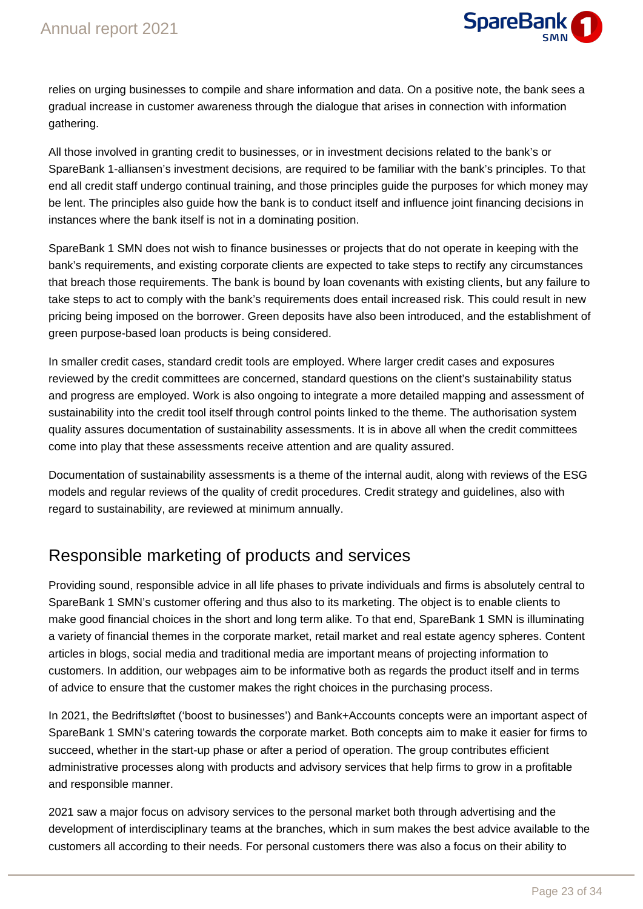relies on urging businesses to compile and share information and data. On a positive note, the bank sees a gradual increase in customer awareness through the dialogue that arises in connection with information gathering.

All those involved in granting credit to businesses, or in investment decisions related to the bank's or SpareBank 1-alliansen's investment decisions, are required to be familiar with the bank's principles. To that end all credit staff undergo continual training, and those principles guide the purposes for which money may be lent. The principles also guide how the bank is to conduct itself and influence joint financing decisions in instances where the bank itself is not in a dominating position.

SpareBank 1 SMN does not wish to finance businesses or projects that do not operate in keeping with the bank's requirements, and existing corporate clients are expected to take steps to rectify any circumstances that breach those requirements. The bank is bound by loan covenants with existing clients, but any failure to take steps to act to comply with the bank's requirements does entail increased risk. This could result in new pricing being imposed on the borrower. Green deposits have also been introduced, and the establishment of green purpose-based loan products is being considered.

In smaller credit cases, standard credit tools are employed. Where larger credit cases and exposures reviewed by the credit committees are concerned, standard questions on the client's sustainability status and progress are employed. Work is also ongoing to integrate a more detailed mapping and assessment of sustainability into the credit tool itself through control points linked to the theme. The authorisation system quality assures documentation of sustainability assessments. It is in above all when the credit committees come into play that these assessments receive attention and are quality assured.

Documentation of sustainability assessments is a theme of the internal audit, along with reviews of the ESG models and regular reviews of the quality of credit procedures. Credit strategy and guidelines, also with regard to sustainability, are reviewed at minimum annually.

## Responsible marketing of products and services

Providing sound, responsible advice in all life phases to private individuals and firms is absolutely central to SpareBank 1 SMN's customer offering and thus also to its marketing. The object is to enable clients to make good financial choices in the short and long term alike. To that end, SpareBank 1 SMN is illuminating a variety of financial themes in the corporate market, retail market and real estate agency spheres. Content articles in blogs, social media and traditional media are important means of projecting information to customers. In addition, our webpages aim to be informative both as regards the product itself and in terms of advice to ensure that the customer makes the right choices in the purchasing process.

In 2021, the Bedriftsløftet ('boost to businesses') and Bank+Accounts concepts were an important aspect of SpareBank 1 SMN's catering towards the corporate market. Both concepts aim to make it easier for firms to succeed, whether in the start-up phase or after a period of operation. The group contributes efficient administrative processes along with products and advisory services that help firms to grow in a profitable and responsible manner.

2021 saw a major focus on advisory services to the personal market both through advertising and the development of interdisciplinary teams at the branches, which in sum makes the best advice available to the customers all according to their needs. For personal customers there was also a focus on their ability to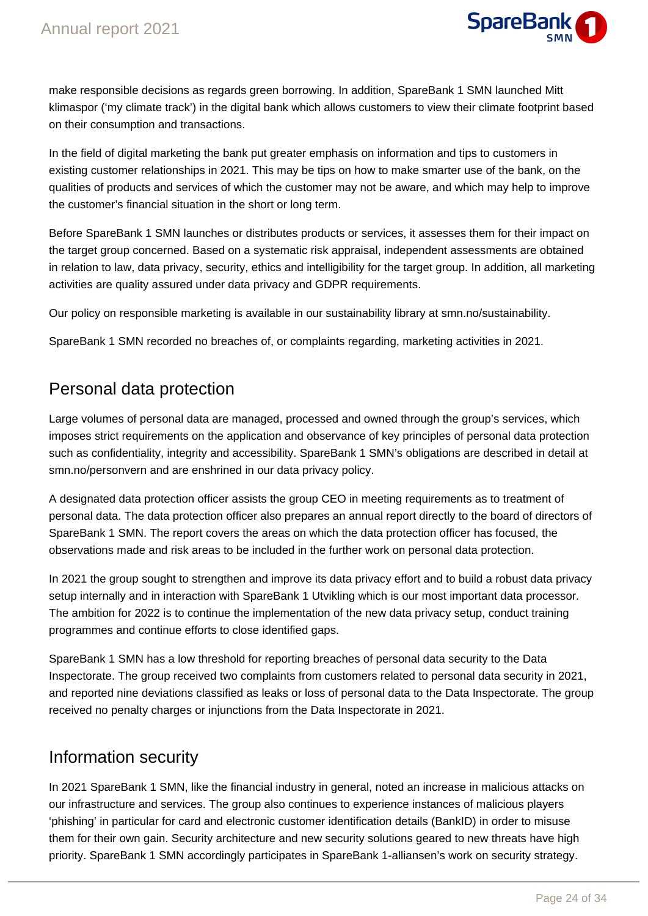make responsible decisions as regards green borrowing. In addition, SpareBank 1 SMN launched Mitt klimaspor ('my climate track') in the digital bank which allows customers to view their climate footprint based on their consumption and transactions.

In the field of digital marketing the bank put greater emphasis on information and tips to customers in existing customer relationships in 2021. This may be tips on how to make smarter use of the bank, on the qualities of products and services of which the customer may not be aware, and which may help to improve the customer's financial situation in the short or long term.

Before SpareBank 1 SMN launches or distributes products or services, it assesses them for their impact on the target group concerned. Based on a systematic risk appraisal, independent assessments are obtained in relation to law, data privacy, security, ethics and intelligibility for the target group. In addition, all marketing activities are quality assured under data privacy and GDPR requirements.

Our policy on responsible marketing is available in our sustainability library at smn.no/sustainability.

SpareBank 1 SMN recorded no breaches of, or complaints regarding, marketing activities in 2021.

## Personal data protection

Large volumes of personal data are managed, processed and owned through the group's services, which imposes strict requirements on the application and observance of key principles of personal data protection such as confidentiality, integrity and accessibility. SpareBank 1 SMN's obligations are described in detail at smn.no/personvern and are enshrined in our data privacy policy.

A designated data protection officer assists the group CEO in meeting requirements as to treatment of personal data. The data protection officer also prepares an annual report directly to the board of directors of SpareBank 1 SMN. The report covers the areas on which the data protection officer has focused, the observations made and risk areas to be included in the further work on personal data protection.

In 2021 the group sought to strengthen and improve its data privacy effort and to build a robust data privacy setup internally and in interaction with SpareBank 1 Utvikling which is our most important data processor. The ambition for 2022 is to continue the implementation of the new data privacy setup, conduct training programmes and continue efforts to close identified gaps.

SpareBank 1 SMN has a low threshold for reporting breaches of personal data security to the Data Inspectorate. The group received two complaints from customers related to personal data security in 2021, and reported nine deviations classified as leaks or loss of personal data to the Data Inspectorate. The group received no penalty charges or injunctions from the Data Inspectorate in 2021.

## Information security

In 2021 SpareBank 1 SMN, like the financial industry in general, noted an increase in malicious attacks on our infrastructure and services. The group also continues to experience instances of malicious players 'phishing' in particular for card and electronic customer identification details (BankID) in order to misuse them for their own gain. Security architecture and new security solutions geared to new threats have high priority. SpareBank 1 SMN accordingly participates in SpareBank 1-alliansen's work on security strategy.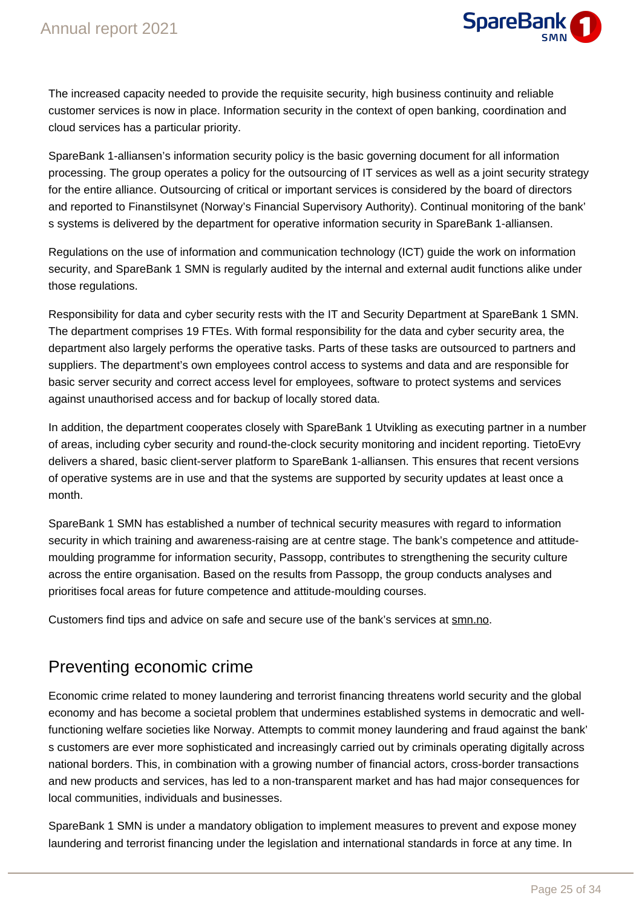The increased capacity needed to provide the requisite security, high business continuity and reliable customer services is now in place. Information security in the context of open banking, coordination and cloud services has a particular priority.

SpareBank 1-alliansen's information security policy is the basic governing document for all information processing. The group operates a policy for the outsourcing of IT services as well as a joint security strategy for the entire alliance. Outsourcing of critical or important services is considered by the board of directors and reported to Finanstilsynet (Norway's Financial Supervisory Authority). Continual monitoring of the bank's systems is delivered by the department for operative information security in SpareBank 1-alliansen.

Regulations on the use of information and communication technology (ICT) guide the work on information security, and SpareBank 1 SMN is regularly audited by the internal and external audit functions alike under those regulations.

Responsibility for data and cyber security rests with the IT and Security Department at SpareBank 1 SMN. The department comprises 19 FTEs. With formal responsibility for the data and cyber security area, the department also largely performs the operative tasks. Parts of these tasks are outsourced to partners and suppliers. The department's own employees control access to systems and data and are responsible for basic server security and correct access level for employees, software to protect systems and services against unauthorised access and for backup of locally stored data.

In addition, the department cooperates closely with SpareBank 1 Utvikling as executing partner in a number of areas, including cyber security and round-the-clock security monitoring and incident reporting. TietoEvry delivers a shared, basic client-server platform to SpareBank 1-alliansen. This ensures that recent versions of operative systems are in use and that the systems are supported by security updates at least once a month.

SpareBank 1 SMN has established a number of technical security measures with regard to information security in which training and awareness-raising are at centre stage. The bank's competence and attitude-moulding programme for information security, Passopp, contributes to strengthening the security culture across the entire organisation. Based on the results from Passopp, the group conducts analyses and prioritises focal areas for future competence and attitude-moulding courses.

Customers find tips and advice on safe and secure use of the bank's services at smn.no.

## Preventing economic crime

Economic crime related to money laundering and terrorist financing threatens world security and the global economy and has become a societal problem that undermines established systems in democratic and well-functioning welfare societies like Norway. Attempts to commit money laundering and fraud against the bank's customers are ever more sophisticated and increasingly carried out by criminals operating digitally across national borders. This, in combination with a growing number of financial actors, cross-border transactions and new products and services, has led to a non-transparent market and has had major consequences for local communities, individuals and businesses.

SpareBank 1 SMN is under a mandatory obligation to implement measures to prevent and expose money laundering and terrorist financing under the legislation and international standards in force at any time. In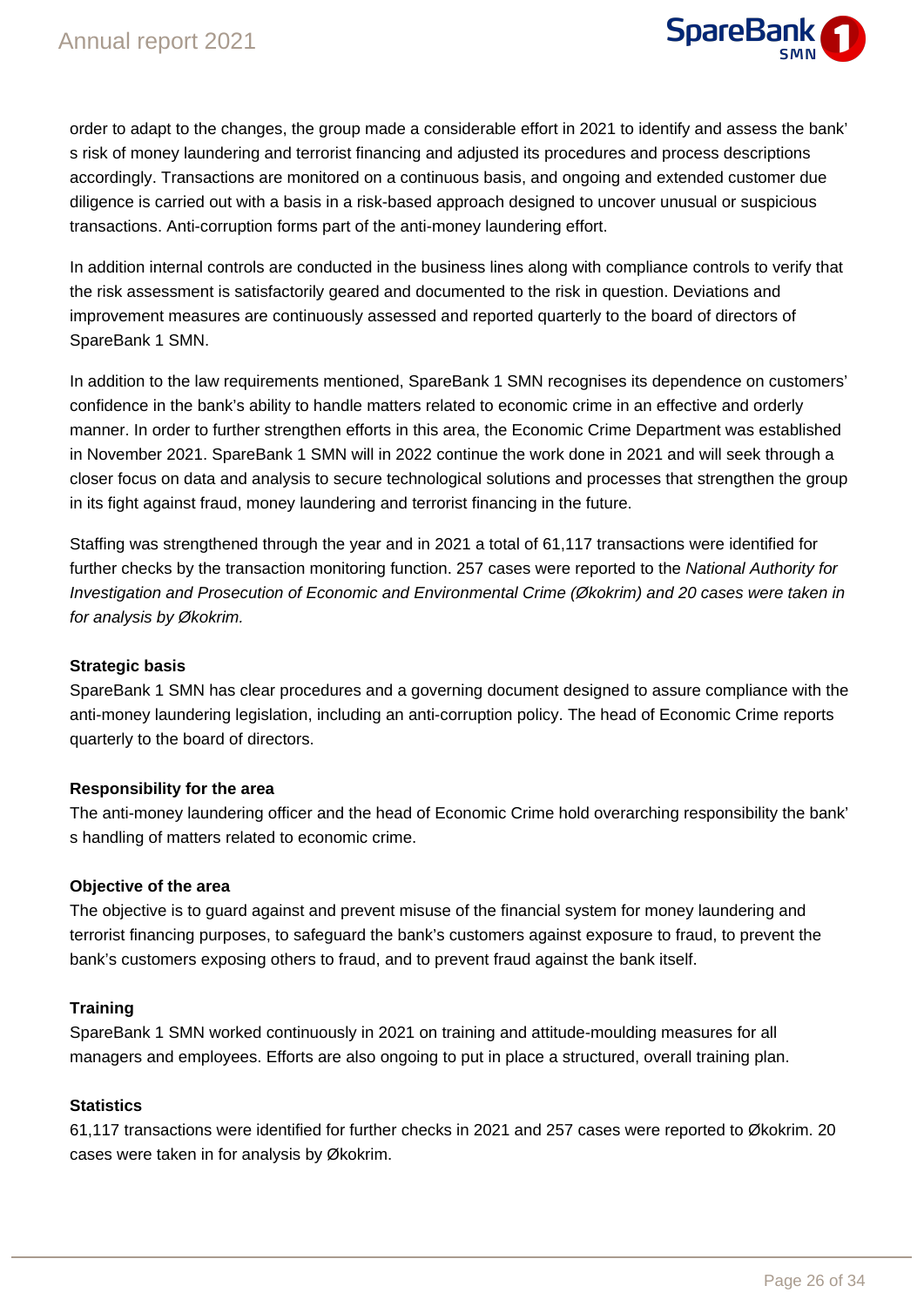order to adapt to the changes, the group made a considerable effort in 2021 to identify and assess the bank' s risk of money laundering and terrorist financing and adjusted its procedures and process descriptions accordingly. Transactions are monitored on a continuous basis, and ongoing and extended customer due diligence is carried out with a basis in a risk-based approach designed to uncover unusual or suspicious transactions. Anti-corruption forms part of the anti-money laundering effort.

In addition internal controls are conducted in the business lines along with compliance controls to verify that the risk assessment is satisfactorily geared and documented to the risk in question. Deviations and improvement measures are continuously assessed and reported quarterly to the board of directors of SpareBank 1 SMN.

In addition to the law requirements mentioned, SpareBank 1 SMN recognises its dependence on customers' confidence in the bank's ability to handle matters related to economic crime in an effective and orderly manner. In order to further strengthen efforts in this area, the Economic Crime Department was established in November 2021. SpareBank 1 SMN will in 2022 continue the work done in 2021 and will seek through a closer focus on data and analysis to secure technological solutions and processes that strengthen the group in its fight against fraud, money laundering and terrorist financing in the future.

Staffing was strengthened through the year and in 2021 a total of 61,117 transactions were identified for further checks by the transaction monitoring function. 257 cases were reported to the *National Authority for Investigation and Prosecution of Economic and Environmental Crime (Økokrim) and 20 cases were taken in for analysis by Økokrim.*

**Strategic basis**

SpareBank 1 SMN has clear procedures and a governing document designed to assure compliance with the anti-money laundering legislation, including an anti-corruption policy. The head of Economic Crime reports quarterly to the board of directors.

**Responsibility for the area**

The anti-money laundering officer and the head of Economic Crime hold overarching responsibility the bank' s handling of matters related to economic crime.

**Objective of the area**

The objective is to guard against and prevent misuse of the financial system for money laundering and terrorist financing purposes, to safeguard the bank's customers against exposure to fraud, to prevent the bank's customers exposing others to fraud, and to prevent fraud against the bank itself.

**Training**

SpareBank 1 SMN worked continuously in 2021 on training and attitude-moulding measures for all managers and employees. Efforts are also ongoing to put in place a structured, overall training plan.

**Statistics**

61,117 transactions were identified for further checks in 2021 and 257 cases were reported to Økokrim. 20 cases were taken in for analysis by Økokrim.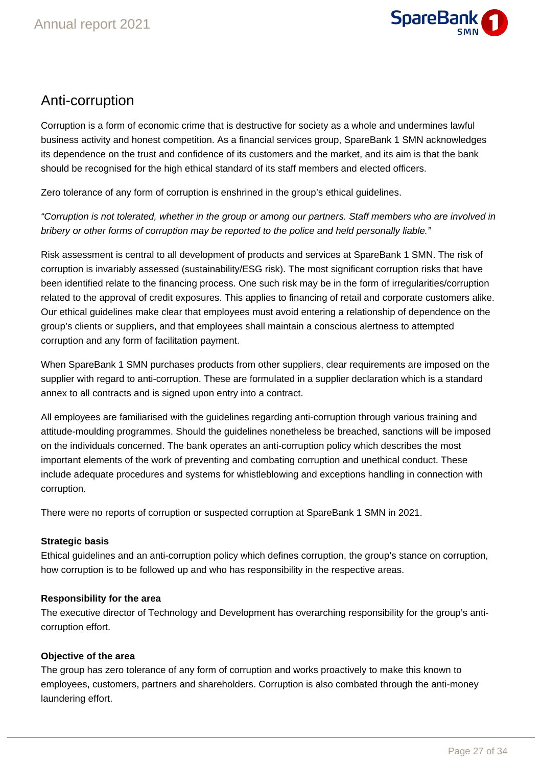## Anti-corruption

Corruption is a form of economic crime that is destructive for society as a whole and undermines lawful business activity and honest competition. As a financial services group, SpareBank 1 SMN acknowledges its dependence on the trust and confidence of its customers and the market, and its aim is that the bank should be recognised for the high ethical standard of its staff members and elected officers.

Zero tolerance of any form of corruption is enshrined in the group's ethical guidelines.

*"Corruption is not tolerated, whether in the group or among our partners. Staff members who are involved in bribery or other forms of corruption may be reported to the police and held personally liable."*

Risk assessment is central to all development of products and services at SpareBank 1 SMN. The risk of corruption is invariably assessed (sustainability/ESG risk). The most significant corruption risks that have been identified relate to the financing process. One such risk may be in the form of irregularities/corruption related to the approval of credit exposures. This applies to financing of retail and corporate customers alike. Our ethical guidelines make clear that employees must avoid entering a relationship of dependence on the group's clients or suppliers, and that employees shall maintain a conscious alertness to attempted corruption and any form of facilitation payment.

When SpareBank 1 SMN purchases products from other suppliers, clear requirements are imposed on the supplier with regard to anti-corruption. These are formulated in a supplier declaration which is a standard annex to all contracts and is signed upon entry into a contract.

All employees are familiarised with the guidelines regarding anti-corruption through various training and attitude-moulding programmes. Should the guidelines nonetheless be breached, sanctions will be imposed on the individuals concerned. The bank operates an anti-corruption policy which describes the most important elements of the work of preventing and combating corruption and unethical conduct. These include adequate procedures and systems for whistleblowing and exceptions handling in connection with corruption.

There were no reports of corruption or suspected corruption at SpareBank 1 SMN in 2021.

**Strategic basis**

Ethical guidelines and an anti-corruption policy which defines corruption, the group's stance on corruption, how corruption is to be followed up and who has responsibility in the respective areas.

**Responsibility for the area**

The executive director of Technology and Development has overarching responsibility for the group's anti-corruption effort.

**Objective of the area**

The group has zero tolerance of any form of corruption and works proactively to make this known to employees, customers, partners and shareholders. Corruption is also combated through the anti-money laundering effort.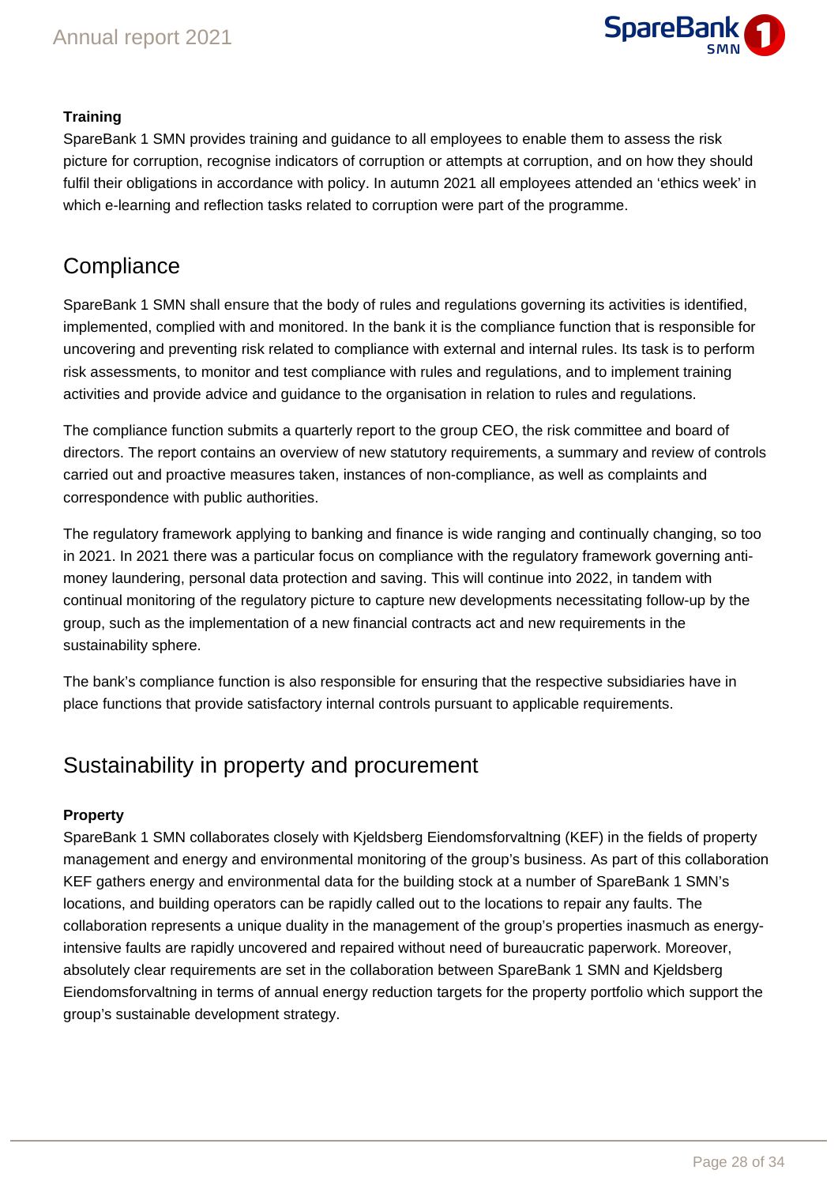### Training

SpareBank 1 SMN provides training and guidance to all employees to enable them to assess the risk picture for corruption, recognise indicators of corruption or attempts at corruption, and on how they should fulfil their obligations in accordance with policy. In autumn 2021 all employees attended an 'ethics week' in which e-learning and reflection tasks related to corruption were part of the programme.

## Compliance

SpareBank 1 SMN shall ensure that the body of rules and regulations governing its activities is identified, implemented, complied with and monitored. In the bank it is the compliance function that is responsible for uncovering and preventing risk related to compliance with external and internal rules. Its task is to perform risk assessments, to monitor and test compliance with rules and regulations, and to implement training activities and provide advice and guidance to the organisation in relation to rules and regulations.

The compliance function submits a quarterly report to the group CEO, the risk committee and board of directors. The report contains an overview of new statutory requirements, a summary and review of controls carried out and proactive measures taken, instances of non-compliance, as well as complaints and correspondence with public authorities.

The regulatory framework applying to banking and finance is wide ranging and continually changing, so too in 2021. In 2021 there was a particular focus on compliance with the regulatory framework governing anti-money laundering, personal data protection and saving. This will continue into 2022, in tandem with continual monitoring of the regulatory picture to capture new developments necessitating follow-up by the group, such as the implementation of a new financial contracts act and new requirements in the sustainability sphere.

The bank's compliance function is also responsible for ensuring that the respective subsidiaries have in place functions that provide satisfactory internal controls pursuant to applicable requirements.

## Sustainability in property and procurement

### Property

SpareBank 1 SMN collaborates closely with Kjeldsberg Eiendomsforvaltning (KEF) in the fields of property management and energy and environmental monitoring of the group's business. As part of this collaboration KEF gathers energy and environmental data for the building stock at a number of SpareBank 1 SMN's locations, and building operators can be rapidly called out to the locations to repair any faults. The collaboration represents a unique duality in the management of the group's properties inasmuch as energy-intensive faults are rapidly uncovered and repaired without need of bureaucratic paperwork. Moreover, absolutely clear requirements are set in the collaboration between SpareBank 1 SMN and Kjeldsberg Eiendomsforvaltning in terms of annual energy reduction targets for the property portfolio which support the group's sustainable development strategy.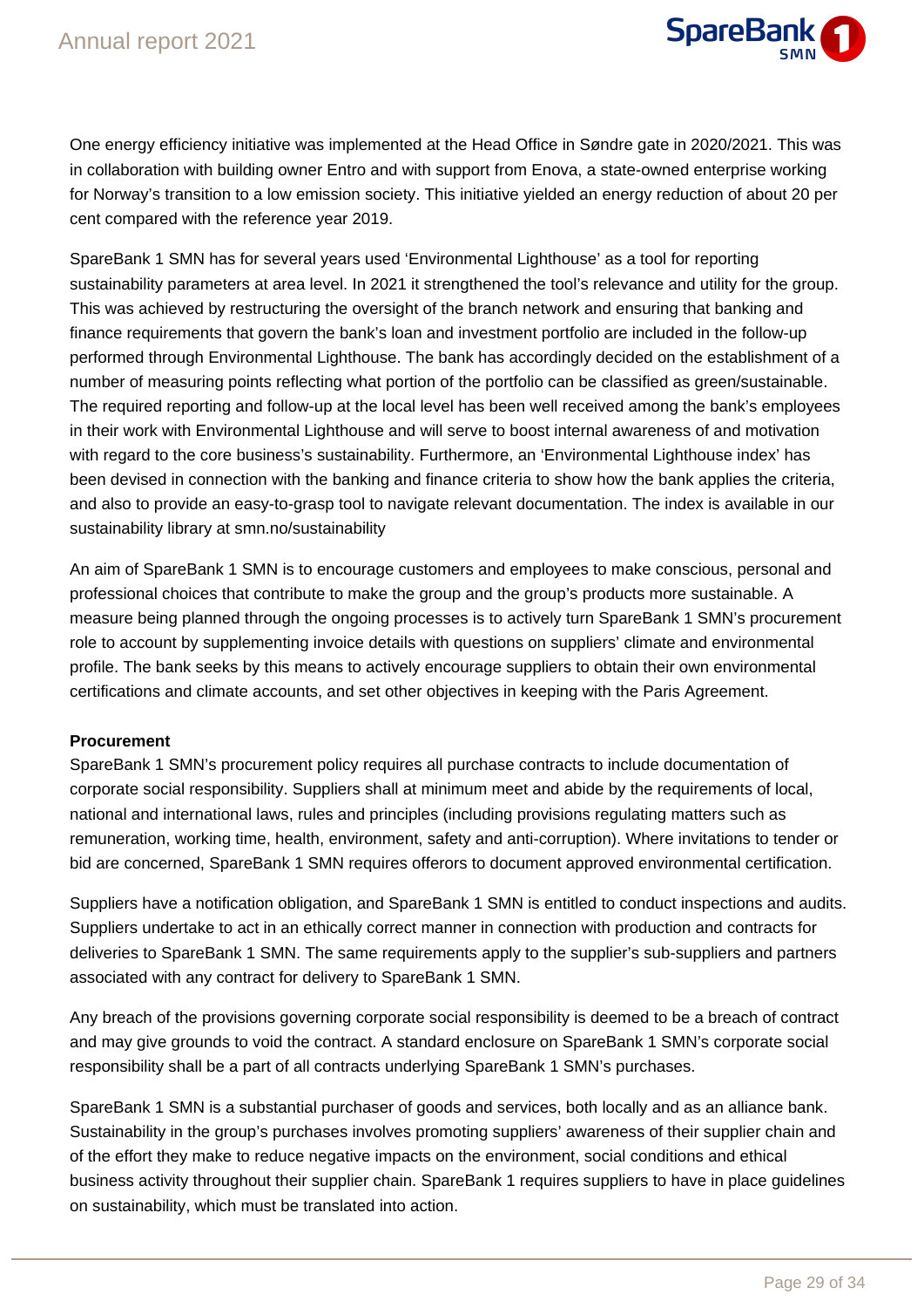One energy efficiency initiative was implemented at the Head Office in Søndre gate in 2020/2021. This was in collaboration with building owner Entro and with support from Enova, a state-owned enterprise working for Norway's transition to a low emission society. This initiative yielded an energy reduction of about 20 per cent compared with the reference year 2019.

SpareBank 1 SMN has for several years used 'Environmental Lighthouse' as a tool for reporting sustainability parameters at area level. In 2021 it strengthened the tool's relevance and utility for the group. This was achieved by restructuring the oversight of the branch network and ensuring that banking and finance requirements that govern the bank's loan and investment portfolio are included in the follow-up performed through Environmental Lighthouse. The bank has accordingly decided on the establishment of a number of measuring points reflecting what portion of the portfolio can be classified as green/sustainable. The required reporting and follow-up at the local level has been well received among the bank's employees in their work with Environmental Lighthouse and will serve to boost internal awareness of and motivation with regard to the core business's sustainability. Furthermore, an 'Environmental Lighthouse index' has been devised in connection with the banking and finance criteria to show how the bank applies the criteria, and also to provide an easy-to-grasp tool to navigate relevant documentation. The index is available in our sustainability library at smn.no/sustainability

An aim of SpareBank 1 SMN is to encourage customers and employees to make conscious, personal and professional choices that contribute to make the group and the group's products more sustainable. A measure being planned through the ongoing processes is to actively turn SpareBank 1 SMN's procurement role to account by supplementing invoice details with questions on suppliers' climate and environmental profile. The bank seeks by this means to actively encourage suppliers to obtain their own environmental certifications and climate accounts, and set other objectives in keeping with the Paris Agreement.

**Procurement**

SpareBank 1 SMN's procurement policy requires all purchase contracts to include documentation of corporate social responsibility. Suppliers shall at minimum meet and abide by the requirements of local, national and international laws, rules and principles (including provisions regulating matters such as remuneration, working time, health, environment, safety and anti-corruption). Where invitations to tender or bid are concerned, SpareBank 1 SMN requires offerors to document approved environmental certification.

Suppliers have a notification obligation, and SpareBank 1 SMN is entitled to conduct inspections and audits. Suppliers undertake to act in an ethically correct manner in connection with production and contracts for deliveries to SpareBank 1 SMN. The same requirements apply to the supplier's sub-suppliers and partners associated with any contract for delivery to SpareBank 1 SMN.

Any breach of the provisions governing corporate social responsibility is deemed to be a breach of contract and may give grounds to void the contract. A standard enclosure on SpareBank 1 SMN's corporate social responsibility shall be a part of all contracts underlying SpareBank 1 SMN's purchases.

SpareBank 1 SMN is a substantial purchaser of goods and services, both locally and as an alliance bank. Sustainability in the group's purchases involves promoting suppliers' awareness of their supplier chain and of the effort they make to reduce negative impacts on the environment, social conditions and ethical business activity throughout their supplier chain. SpareBank 1 requires suppliers to have in place guidelines on sustainability, which must be translated into action.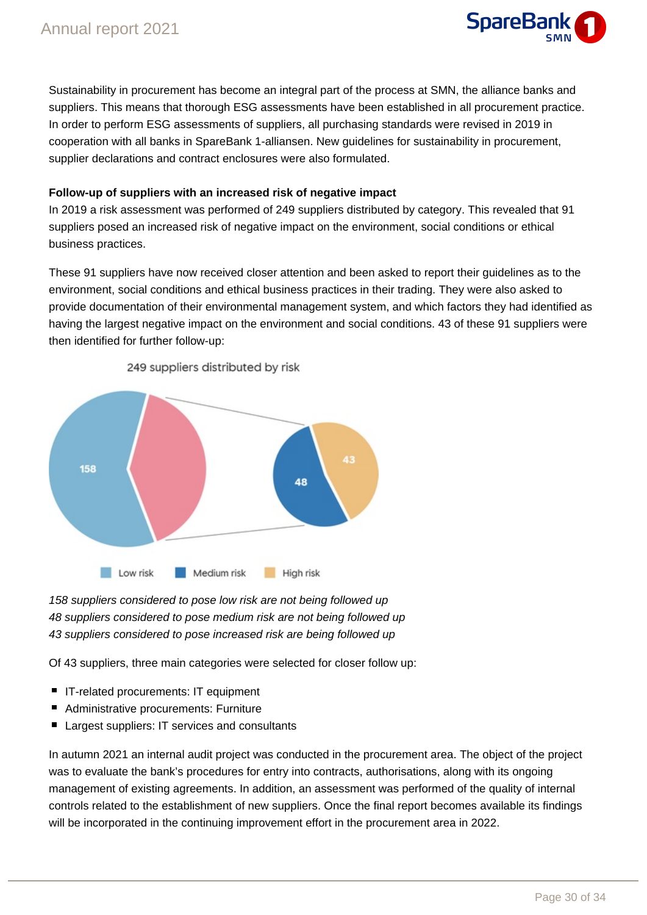Sustainability in procurement has become an integral part of the process at SMN, the alliance banks and suppliers. This means that thorough ESG assessments have been established in all procurement practice. In order to perform ESG assessments of suppliers, all purchasing standards were revised in 2019 in cooperation with all banks in SpareBank 1-alliansen. New guidelines for sustainability in procurement, supplier declarations and contract enclosures were also formulated.

**Follow-up of suppliers with an increased risk of negative impact**

In 2019 a risk assessment was performed of 249 suppliers distributed by category. This revealed that 91 suppliers posed an increased risk of negative impact on the environment, social conditions or ethical business practices.

These 91 suppliers have now received closer attention and been asked to report their guidelines as to the environment, social conditions and ethical business practices in their trading. They were also asked to provide documentation of their environmental management system, and which factors they had identified as having the largest negative impact on the environment and social conditions. 43 of these 91 suppliers were then identified for further follow-up:

249 suppliers distributed by risk

| Risk | Suppliers |
|---|---|
| Low risk | 158 |
| Medium risk | 48 |
| High risk | 43 |

*158 suppliers considered to pose low risk are not being followed up*
*48 suppliers considered to pose medium risk are not being followed up*
*43 suppliers considered to pose increased risk are being followed up*

Of 43 suppliers, three main categories were selected for closer follow up:

- IT-related procurements: IT equipment
- Administrative procurements: Furniture
- Largest suppliers: IT services and consultants

In autumn 2021 an internal audit project was conducted in the procurement area. The object of the project was to evaluate the bank's procedures for entry into contracts, authorisations, along with its ongoing management of existing agreements. In addition, an assessment was performed of the quality of internal controls related to the establishment of new suppliers. Once the final report becomes available its findings will be incorporated in the continuing improvement effort in the procurement area in 2022.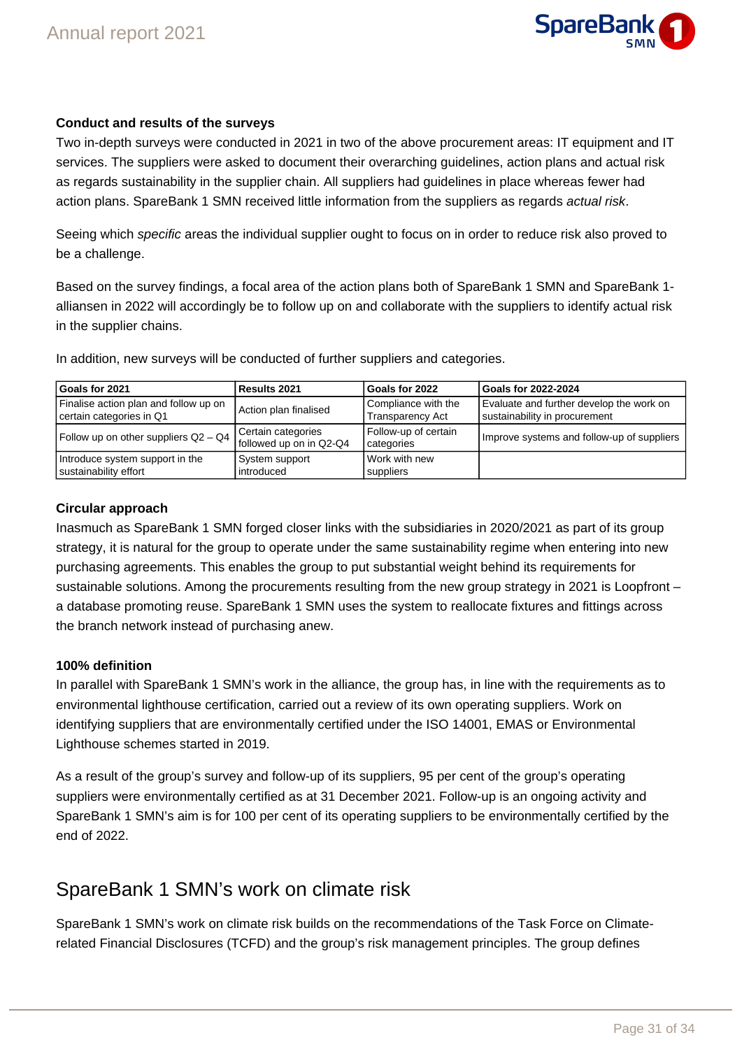### Conduct and results of the surveys

Two in-depth surveys were conducted in 2021 in two of the above procurement areas: IT equipment and IT services. The suppliers were asked to document their overarching guidelines, action plans and actual risk as regards sustainability in the supplier chain. All suppliers had guidelines in place whereas fewer had action plans. SpareBank 1 SMN received little information from the suppliers as regards *actual risk*.

Seeing which *specific* areas the individual supplier ought to focus on in order to reduce risk also proved to be a challenge.

Based on the survey findings, a focal area of the action plans both of SpareBank 1 SMN and SpareBank 1-alliansen in 2022 will accordingly be to follow up on and collaborate with the suppliers to identify actual risk in the supplier chains.

In addition, new surveys will be conducted of further suppliers and categories.

| Goals for 2021 | Results 2021 | Goals for 2022 | Goals for 2022-2024 |
|---|---|---|---|
| Finalise action plan and follow up on certain categories in Q1 | Action plan finalised | Compliance with the Transparency Act | Evaluate and further develop the work on sustainability in procurement |
| Follow up on other suppliers Q2 – Q4 | Certain categories followed up on in Q2-Q4 | Follow-up of certain categories | Improve systems and follow-up of suppliers |
| Introduce system support in the sustainability effort | System support introduced | Work with new suppliers | |

### Circular approach

Inasmuch as SpareBank 1 SMN forged closer links with the subsidiaries in 2020/2021 as part of its group strategy, it is natural for the group to operate under the same sustainability regime when entering into new purchasing agreements. This enables the group to put substantial weight behind its requirements for sustainable solutions. Among the procurements resulting from the new group strategy in 2021 is Loopfront – a database promoting reuse. SpareBank 1 SMN uses the system to reallocate fixtures and fittings across the branch network instead of purchasing anew.

### 100% definition

In parallel with SpareBank 1 SMN's work in the alliance, the group has, in line with the requirements as to environmental lighthouse certification, carried out a review of its own operating suppliers. Work on identifying suppliers that are environmentally certified under the ISO 14001, EMAS or Environmental Lighthouse schemes started in 2019.

As a result of the group's survey and follow-up of its suppliers, 95 per cent of the group's operating suppliers were environmentally certified as at 31 December 2021. Follow-up is an ongoing activity and SpareBank 1 SMN's aim is for 100 per cent of its operating suppliers to be environmentally certified by the end of 2022.

## SpareBank 1 SMN's work on climate risk

SpareBank 1 SMN's work on climate risk builds on the recommendations of the Task Force on Climate-related Financial Disclosures (TCFD) and the group's risk management principles. The group defines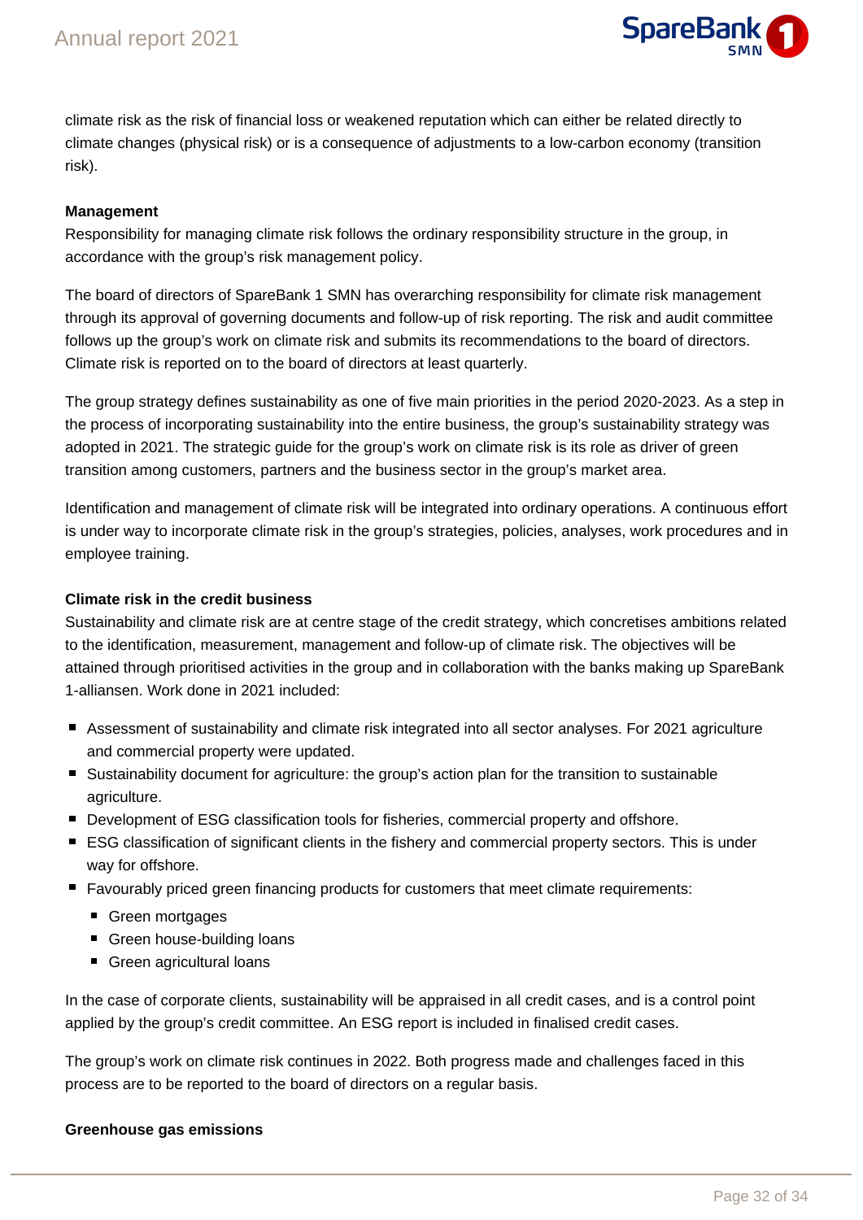climate risk as the risk of financial loss or weakened reputation which can either be related directly to climate changes (physical risk) or is a consequence of adjustments to a low-carbon economy (transition risk).

**Management**

Responsibility for managing climate risk follows the ordinary responsibility structure in the group, in accordance with the group's risk management policy.

The board of directors of SpareBank 1 SMN has overarching responsibility for climate risk management through its approval of governing documents and follow-up of risk reporting. The risk and audit committee follows up the group's work on climate risk and submits its recommendations to the board of directors. Climate risk is reported on to the board of directors at least quarterly.

The group strategy defines sustainability as one of five main priorities in the period 2020-2023. As a step in the process of incorporating sustainability into the entire business, the group's sustainability strategy was adopted in 2021. The strategic guide for the group's work on climate risk is its role as driver of green transition among customers, partners and the business sector in the group's market area.

Identification and management of climate risk will be integrated into ordinary operations. A continuous effort is under way to incorporate climate risk in the group's strategies, policies, analyses, work procedures and in employee training.

**Climate risk in the credit business**

Sustainability and climate risk are at centre stage of the credit strategy, which concretises ambitions related to the identification, measurement, management and follow-up of climate risk. The objectives will be attained through prioritised activities in the group and in collaboration with the banks making up SpareBank 1-alliansen. Work done in 2021 included:

- Assessment of sustainability and climate risk integrated into all sector analyses. For 2021 agriculture and commercial property were updated.
- Sustainability document for agriculture: the group's action plan for the transition to sustainable agriculture.
- Development of ESG classification tools for fisheries, commercial property and offshore.
- ESG classification of significant clients in the fishery and commercial property sectors. This is under way for offshore.
- Favourably priced green financing products for customers that meet climate requirements:
  - Green mortgages
  - Green house-building loans
  - Green agricultural loans

In the case of corporate clients, sustainability will be appraised in all credit cases, and is a control point applied by the group's credit committee. An ESG report is included in finalised credit cases.

The group's work on climate risk continues in 2022. Both progress made and challenges faced in this process are to be reported to the board of directors on a regular basis.

**Greenhouse gas emissions**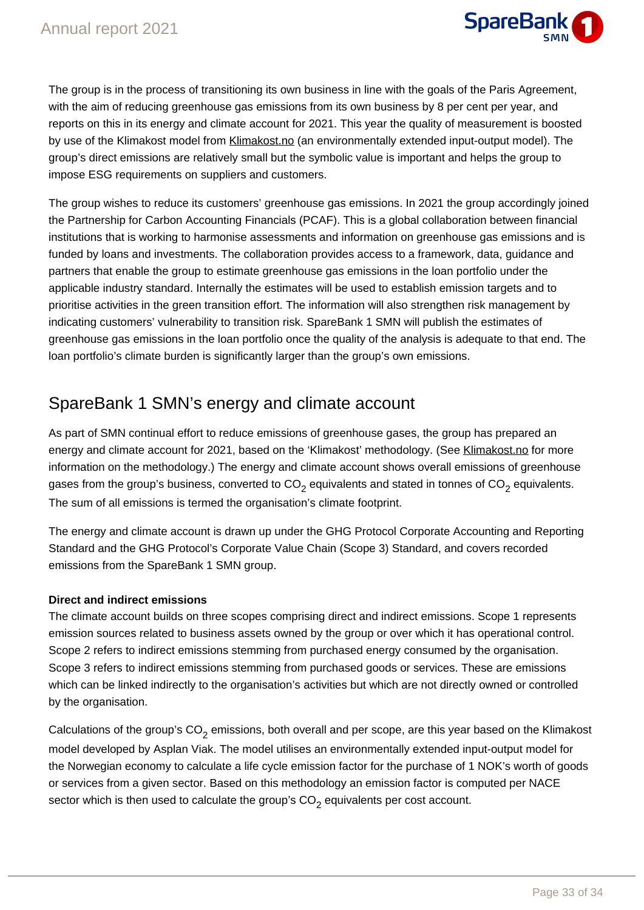The group is in the process of transitioning its own business in line with the goals of the Paris Agreement, with the aim of reducing greenhouse gas emissions from its own business by 8 per cent per year, and reports on this in its energy and climate account for 2021. This year the quality of measurement is boosted by use of the Klimakost model from Klimakost.no (an environmentally extended input-output model). The group's direct emissions are relatively small but the symbolic value is important and helps the group to impose ESG requirements on suppliers and customers.

The group wishes to reduce its customers' greenhouse gas emissions. In 2021 the group accordingly joined the Partnership for Carbon Accounting Financials (PCAF). This is a global collaboration between financial institutions that is working to harmonise assessments and information on greenhouse gas emissions and is funded by loans and investments. The collaboration provides access to a framework, data, guidance and partners that enable the group to estimate greenhouse gas emissions in the loan portfolio under the applicable industry standard. Internally the estimates will be used to establish emission targets and to prioritise activities in the green transition effort. The information will also strengthen risk management by indicating customers' vulnerability to transition risk. SpareBank 1 SMN will publish the estimates of greenhouse gas emissions in the loan portfolio once the quality of the analysis is adequate to that end. The loan portfolio's climate burden is significantly larger than the group's own emissions.

## SpareBank 1 SMN's energy and climate account

As part of SMN continual effort to reduce emissions of greenhouse gases, the group has prepared an energy and climate account for 2021, based on the 'Klimakost' methodology. (See Klimakost.no for more information on the methodology.) The energy and climate account shows overall emissions of greenhouse gases from the group's business, converted to $CO_2$ equivalents and stated in tonnes of $CO_2$ equivalents. The sum of all emissions is termed the organisation's climate footprint.

The energy and climate account is drawn up under the GHG Protocol Corporate Accounting and Reporting Standard and the GHG Protocol's Corporate Value Chain (Scope 3) Standard, and covers recorded emissions from the SpareBank 1 SMN group.

**Direct and indirect emissions**

The climate account builds on three scopes comprising direct and indirect emissions. Scope 1 represents emission sources related to business assets owned by the group or over which it has operational control. Scope 2 refers to indirect emissions stemming from purchased energy consumed by the organisation. Scope 3 refers to indirect emissions stemming from purchased goods or services. These are emissions which can be linked indirectly to the organisation's activities but which are not directly owned or controlled by the organisation.

Calculations of the group's $CO_2$ emissions, both overall and per scope, are this year based on the Klimakost model developed by Asplan Viak. The model utilises an environmentally extended input-output model for the Norwegian economy to calculate a life cycle emission factor for the purchase of 1 NOK's worth of goods or services from a given sector. Based on this methodology an emission factor is computed per NACE sector which is then used to calculate the group's $CO_2$ equivalents per cost account.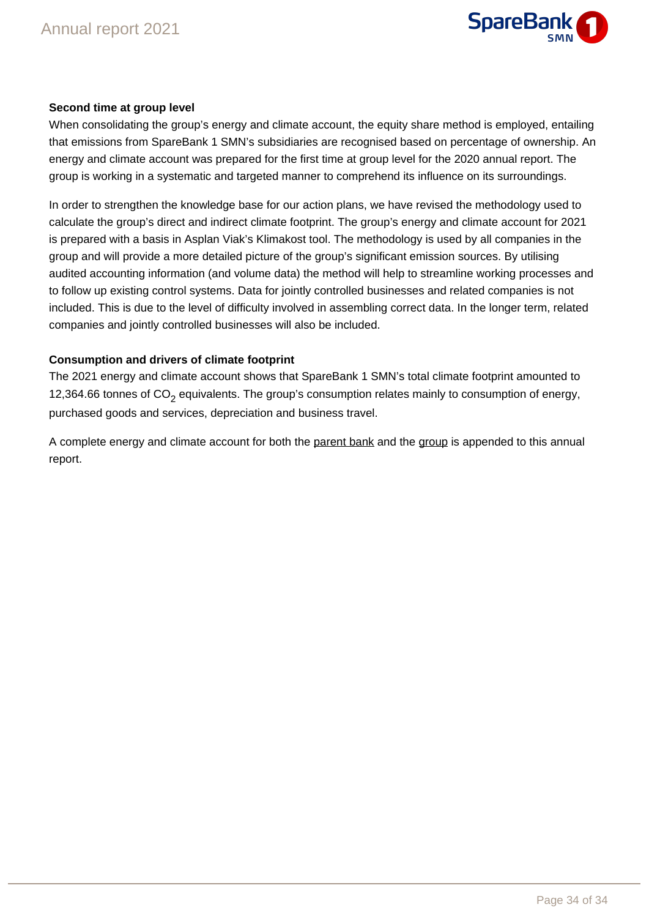**Second time at group level**

When consolidating the group's energy and climate account, the equity share method is employed, entailing that emissions from SpareBank 1 SMN's subsidiaries are recognised based on percentage of ownership. An energy and climate account was prepared for the first time at group level for the 2020 annual report. The group is working in a systematic and targeted manner to comprehend its influence on its surroundings.

In order to strengthen the knowledge base for our action plans, we have revised the methodology used to calculate the group's direct and indirect climate footprint. The group's energy and climate account for 2021 is prepared with a basis in Asplan Viak's Klimakost tool. The methodology is used by all companies in the group and will provide a more detailed picture of the group's significant emission sources. By utilising audited accounting information (and volume data) the method will help to streamline working processes and to follow up existing control systems. Data for jointly controlled businesses and related companies is not included. This is due to the level of difficulty involved in assembling correct data. In the longer term, related companies and jointly controlled businesses will also be included.

**Consumption and drivers of climate footprint**

The 2021 energy and climate account shows that SpareBank 1 SMN's total climate footprint amounted to 12,364.66 tonnes of $CO_2$ equivalents. The group's consumption relates mainly to consumption of energy, purchased goods and services, depreciation and business travel.

A complete energy and climate account for both the parent bank and the group is appended to this annual report.